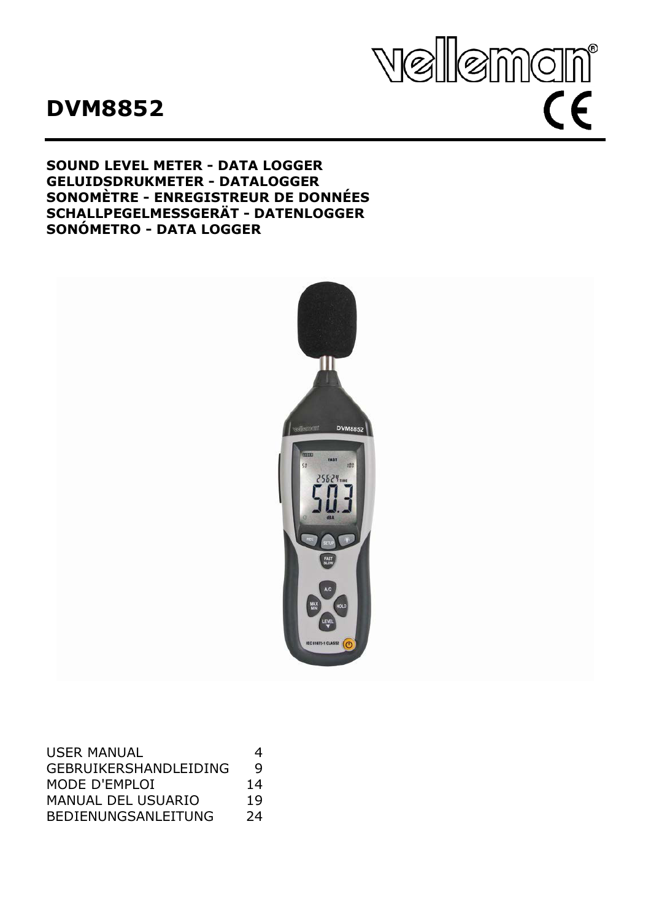# DVM8852

velleman®

**SOUND LEVEL METER - DATA LOGGER**
**GELUIDSDRUKMETER - DATALOGGER**
**SONOMÈTRE - ENREGISTREUR DE DONNÉES**
**SCHALLPEGELMESSGERÄT - DATENLOGGER**
**SONÓMETRO - DATA LOGGER**

| | |
|---|---|
| USER MANUAL | 4 |
| GEBRUIKERSHANDLEIDING | 9 |
| MODE D'EMPLOI | 14 |
| MANUAL DEL USUARIO | 19 |
| BEDIENUNGSANLEITUNG | 24 |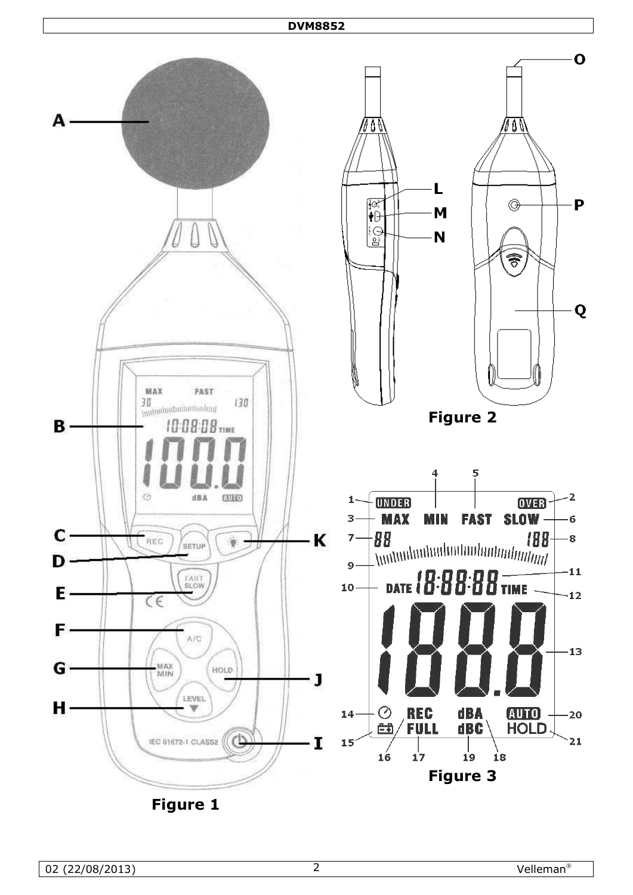Figure 1

Figure 2

Figure 3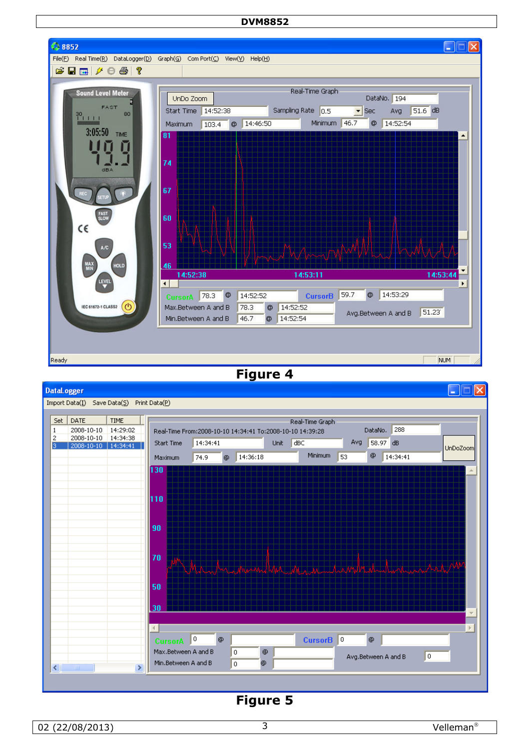Figure 4

Figure 5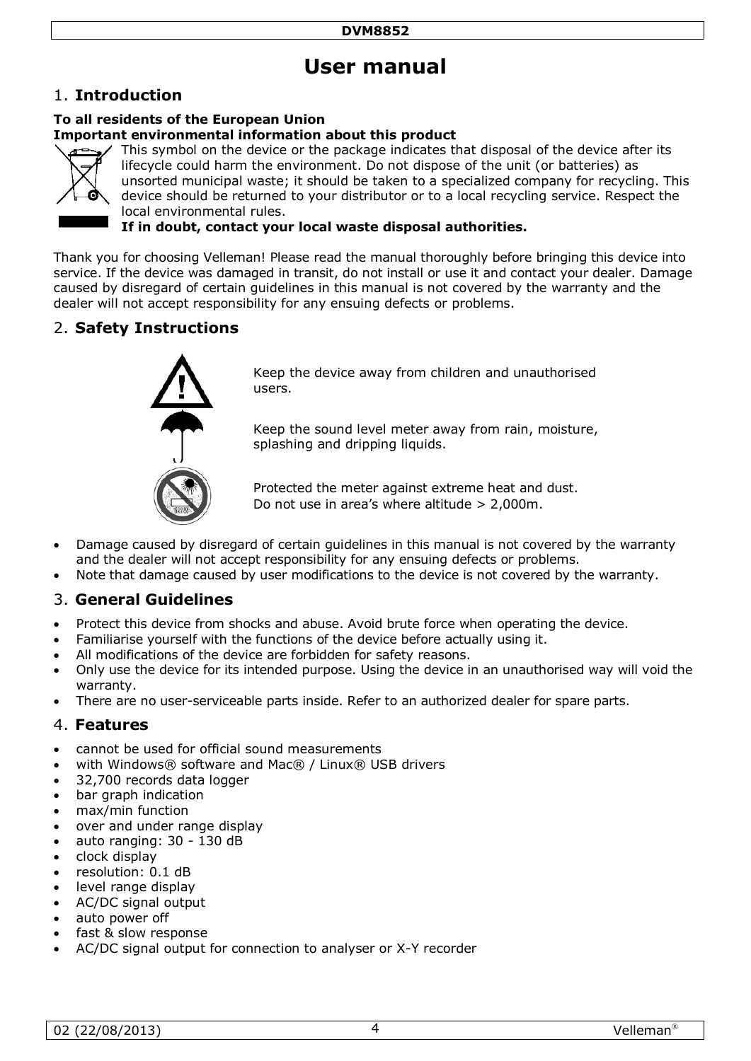# User manual

## 1. Introduction

**To all residents of the European Union**
**Important environmental information about this product**

This symbol on the device or the package indicates that disposal of the device after its lifecycle could harm the environment. Do not dispose of the unit (or batteries) as unsorted municipal waste; it should be taken to a specialized company for recycling. This device should be returned to your distributor or to a local recycling service. Respect the local environmental rules.
**If in doubt, contact your local waste disposal authorities.**

Thank you for choosing Velleman! Please read the manual thoroughly before bringing this device into service. If the device was damaged in transit, do not install or use it and contact your dealer. Damage caused by disregard of certain guidelines in this manual is not covered by the warranty and the dealer will not accept responsibility for any ensuing defects or problems.

## 2. Safety Instructions

Keep the device away from children and unauthorised users.

Keep the sound level meter away from rain, moisture, splashing and dripping liquids.

Protected the meter against extreme heat and dust.
Do not use in area's where altitude > 2,000m.

- Damage caused by disregard of certain guidelines in this manual is not covered by the warranty and the dealer will not accept responsibility for any ensuing defects or problems.
- Note that damage caused by user modifications to the device is not covered by the warranty.

## 3. General Guidelines

- Protect this device from shocks and abuse. Avoid brute force when operating the device.
- Familiarise yourself with the functions of the device before actually using it.
- All modifications of the device are forbidden for safety reasons.
- Only use the device for its intended purpose. Using the device in an unauthorised way will void the warranty.
- There are no user-serviceable parts inside. Refer to an authorized dealer for spare parts.

## 4. Features

- cannot be used for official sound measurements
- with Windows® software and Mac® / Linux® USB drivers
- 32,700 records data logger
- bar graph indication
- max/min function
- over and under range display
- auto ranging: 30 - 130 dB
- clock display
- resolution: 0.1 dB
- level range display
- AC/DC signal output
- auto power off
- fast & slow response
- AC/DC signal output for connection to analyser or X-Y recorder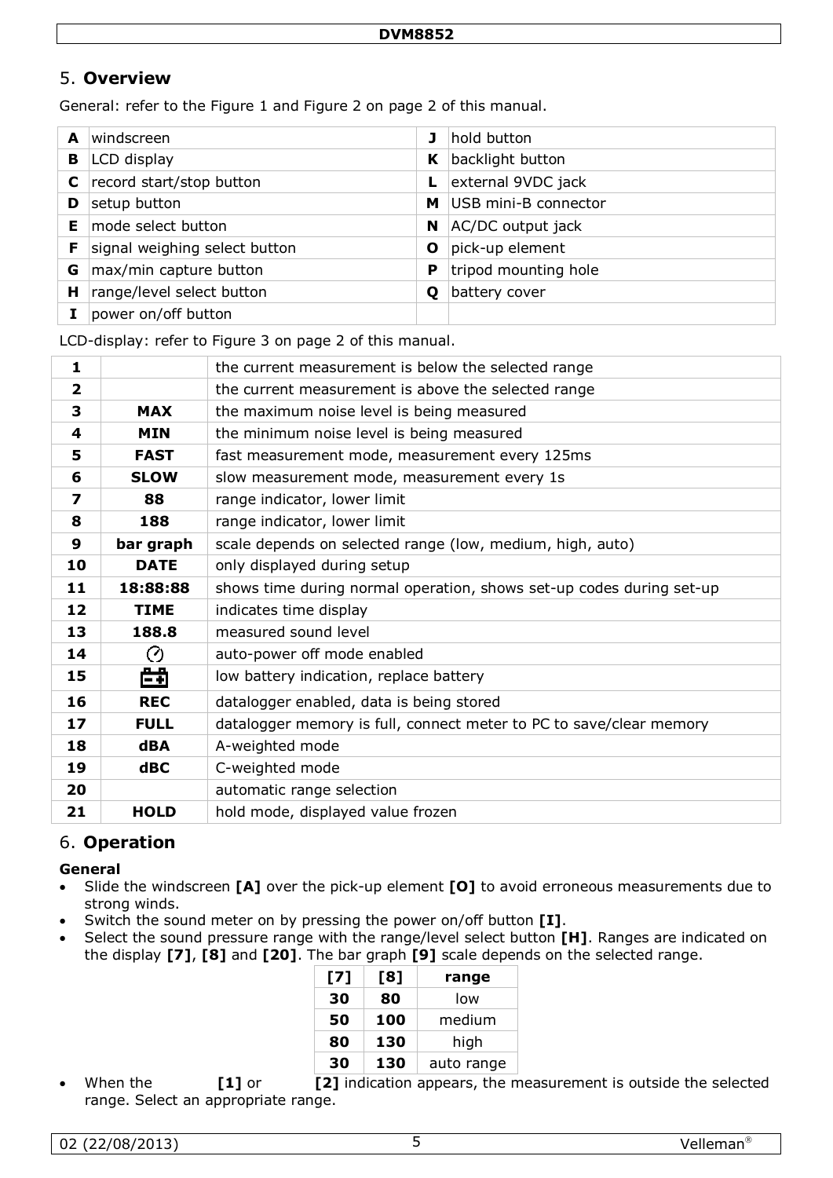## 5. **Overview**

General: refer to the Figure 1 and Figure 2 on page 2 of this manual.

| | | | |
|---|---|---|---|
| **A** | windscreen | **J** | hold button |
| **B** | LCD display | **K** | backlight button |
| **C** | record start/stop button | **L** | external 9VDC jack |
| **D** | setup button | **M** | USB mini-B connector |
| **E** | mode select button | **N** | AC/DC output jack |
| **F** | signal weighing select button | **O** | pick-up element |
| **G** | max/min capture button | **P** | tripod mounting hole |
| **H** | range/level select button | **Q** | battery cover |
| **I** | power on/off button | | |

LCD-display: refer to Figure 3 on page 2 of this manual.

| | | |
|---|---|---|
| **1** | | the current measurement is below the selected range |
| **2** | | the current measurement is above the selected range |
| **3** | **MAX** | the maximum noise level is being measured |
| **4** | **MIN** | the minimum noise level is being measured |
| **5** | **FAST** | fast measurement mode, measurement every 125ms |
| **6** | **SLOW** | slow measurement mode, measurement every 1s |
| **7** | **88** | range indicator, lower limit |
| **8** | **188** | range indicator, lower limit |
| **9** | **bar graph** | scale depends on selected range (low, medium, high, auto) |
| **10** | **DATE** | only displayed during setup |
| **11** | **18:88:88** | shows time during normal operation, shows set-up codes during set-up |
| **12** | **TIME** | indicates time display |
| **13** | **188.8** | measured sound level |
| **14** | | auto-power off mode enabled |
| **15** | | low battery indication, replace battery |
| **16** | **REC** | datalogger enabled, data is being stored |
| **17** | **FULL** | datalogger memory is full, connect meter to PC to save/clear memory |
| **18** | **dBA** | A-weighted mode |
| **19** | **dBC** | C-weighted mode |
| **20** | | automatic range selection |
| **21** | **HOLD** | hold mode, displayed value frozen |

## 6. **Operation**

**General**

- Slide the windscreen **[A]** over the pick-up element **[O]** to avoid erroneous measurements due to strong winds.
- Switch the sound meter on by pressing the power on/off button **[I]**.
- Select the sound pressure range with the range/level select button **[H]**. Ranges are indicated on the display **[7]**, **[8]** and **[20]**. The bar graph **[9]** scale depends on the selected range.

| [7] | [8] | range |
|---|---|---|
| **30** | **80** | low |
| **50** | **100** | medium |
| **80** | **130** | high |
| **30** | **130** | auto range |

- When the **[1]** or **[2]** indication appears, the measurement is outside the selected range. Select an appropriate range.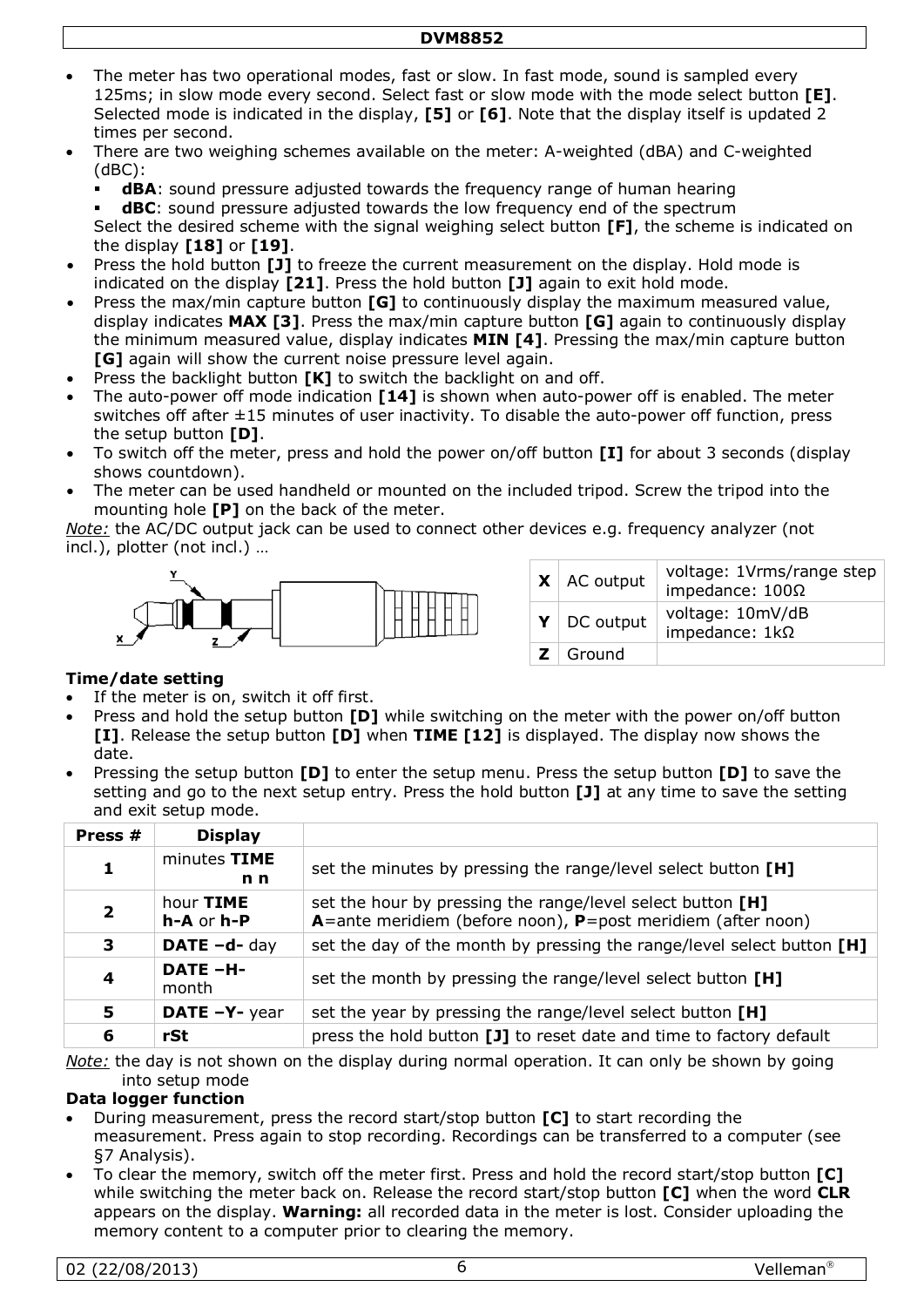- The meter has two operational modes, fast or slow. In fast mode, sound is sampled every 125ms; in slow mode every second. Select fast or slow mode with the mode select button **[E]**. Selected mode is indicated in the display, **[5]** or **[6]**. Note that the display itself is updated 2 times per second.
- There are two weighing schemes available on the meter: A-weighted (dBA) and C-weighted (dBC):
  - **dBA**: sound pressure adjusted towards the frequency range of human hearing
  - **dBC**: sound pressure adjusted towards the low frequency end of the spectrum

  Select the desired scheme with the signal weighing select button **[F]**, the scheme is indicated on the display **[18]** or **[19]**.
- Press the hold button **[J]** to freeze the current measurement on the display. Hold mode is indicated on the display **[21]**. Press the hold button **[J]** again to exit hold mode.
- Press the max/min capture button **[G]** to continuously display the maximum measured value, display indicates **MAX [3]**. Press the max/min capture button **[G]** again to continuously display the minimum measured value, display indicates **MIN [4]**. Pressing the max/min capture button **[G]** again will show the current noise pressure level again.
- Press the backlight button **[K]** to switch the backlight on and off.
- The auto-power off mode indication **[14]** is shown when auto-power off is enabled. The meter switches off after ±15 minutes of user inactivity. To disable the auto-power off function, press the setup button **[D]**.
- To switch off the meter, press and hold the power on/off button **[I]** for about 3 seconds (display shows countdown).
- The meter can be used handheld or mounted on the included tripod. Screw the tripod into the mounting hole **[P]** on the back of the meter.

*Note:* the AC/DC output jack can be used to connect other devices e.g. frequency analyzer (not incl.), plotter (not incl.) …

| | | |
|---|---|---|
| **X** | AC output | voltage: 1Vrms/range step<br>impedance: 100Ω |
| **Y** | DC output | voltage: 10mV/dB<br>impedance: 1kΩ |
| **Z** | Ground | |

**Time/date setting**

- If the meter is on, switch it off first.
- Press and hold the setup button **[D]** while switching on the meter with the power on/off button **[I]**. Release the setup button **[D]** when **TIME [12]** is displayed. The display now shows the date.
- Pressing the setup button **[D]** to enter the setup menu. Press the setup button **[D]** to save the setting and go to the next setup entry. Press the hold button **[J]** at any time to save the setting and exit setup mode.

| Press # | Display | |
|---|---|---|
| **1** | minutes **TIME n n** | set the minutes by pressing the range/level select button **[H]** |
| **2** | hour **TIME h-A** or **h-P** | set the hour by pressing the range/level select button **[H]**<br>**A**=ante meridiem (before noon), **P**=post meridiem (after noon) |
| **3** | **DATE –d-** day | set the day of the month by pressing the range/level select button **[H]** |
| **4** | **DATE –H-** month | set the month by pressing the range/level select button **[H]** |
| **5** | **DATE –Y-** year | set the year by pressing the range/level select button **[H]** |
| **6** | **rSt** | press the hold button **[J]** to reset date and time to factory default |

*Note:* the day is not shown on the display during normal operation. It can only be shown by going into setup mode

**Data logger function**

- During measurement, press the record start/stop button **[C]** to start recording the measurement. Press again to stop recording. Recordings can be transferred to a computer (see §7 Analysis).
- To clear the memory, switch off the meter first. Press and hold the record start/stop button **[C]** while switching the meter back on. Release the record start/stop button **[C]** when the word **CLR** appears on the display. **Warning:** all recorded data in the meter is lost. Consider uploading the memory content to a computer prior to clearing the memory.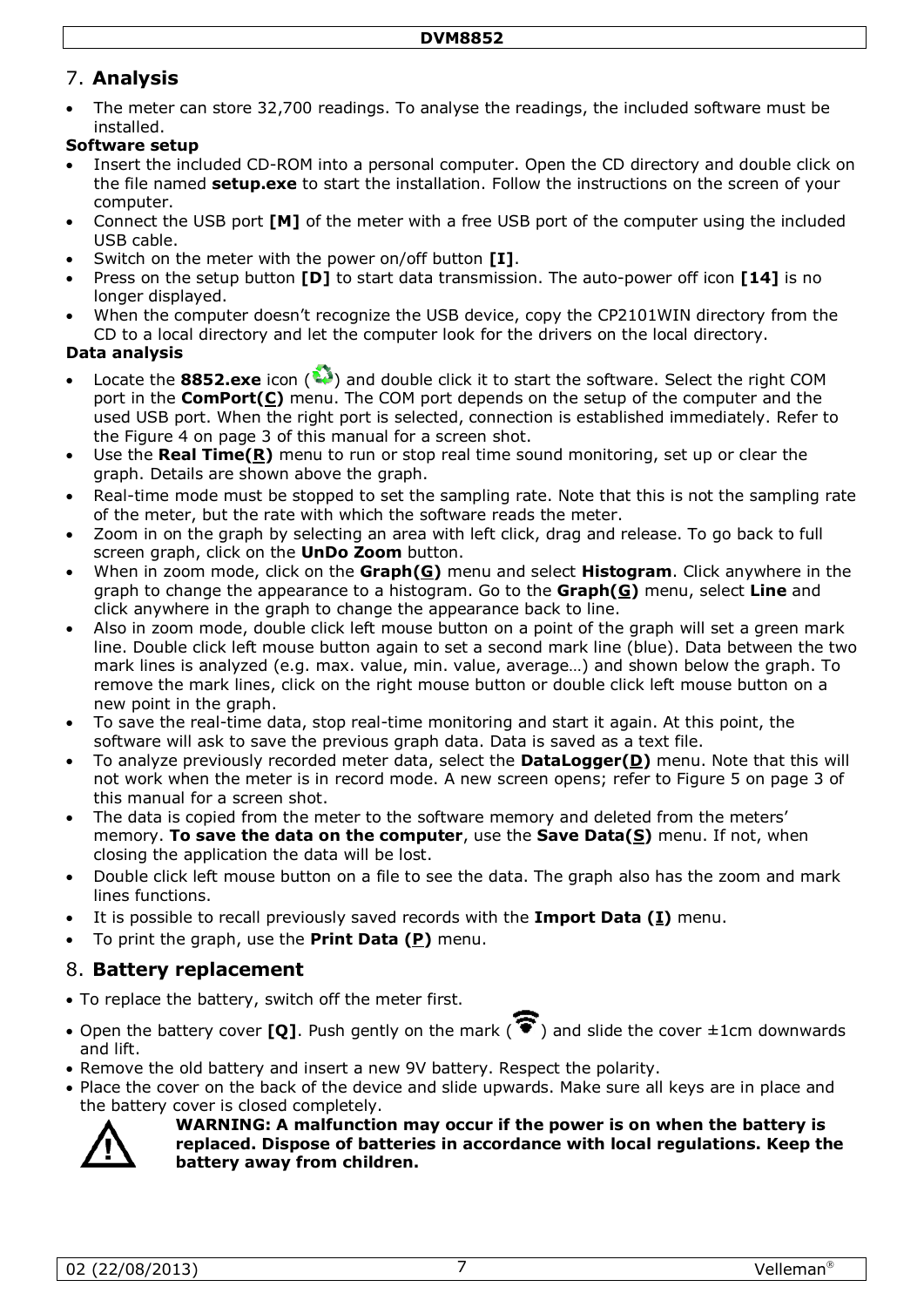## 7. **Analysis**

- The meter can store 32,700 readings. To analyse the readings, the included software must be installed.

**Software setup**

- Insert the included CD-ROM into a personal computer. Open the CD directory and double click on the file named **setup.exe** to start the installation. Follow the instructions on the screen of your computer.
- Connect the USB port **[M]** of the meter with a free USB port of the computer using the included USB cable.
- Switch on the meter with the power on/off button **[I]**.
- Press on the setup button **[D]** to start data transmission. The auto-power off icon **[14]** is no longer displayed.
- When the computer doesn't recognize the USB device, copy the CP2101WIN directory from the CD to a local directory and let the computer look for the drivers on the local directory.

**Data analysis**

- Locate the **8852.exe** icon ( ) and double click it to start the software. Select the right COM port in the **ComPort(C)** menu. The COM port depends on the setup of the computer and the used USB port. When the right port is selected, connection is established immediately. Refer to the Figure 4 on page 3 of this manual for a screen shot.
- Use the **Real Time(R)** menu to run or stop real time sound monitoring, set up or clear the graph. Details are shown above the graph.
- Real-time mode must be stopped to set the sampling rate. Note that this is not the sampling rate of the meter, but the rate with which the software reads the meter.
- Zoom in on the graph by selecting an area with left click, drag and release. To go back to full screen graph, click on the **UnDo Zoom** button.
- When in zoom mode, click on the **Graph(G)** menu and select **Histogram**. Click anywhere in the graph to change the appearance to a histogram. Go to the **Graph(G)** menu, select **Line** and click anywhere in the graph to change the appearance back to line.
- Also in zoom mode, double click left mouse button on a point of the graph will set a green mark line. Double click left mouse button again to set a second mark line (blue). Data between the two mark lines is analyzed (e.g. max. value, min. value, average…) and shown below the graph. To remove the mark lines, click on the right mouse button or double click left mouse button on a new point in the graph.
- To save the real-time data, stop real-time monitoring and start it again. At this point, the software will ask to save the previous graph data. Data is saved as a text file.
- To analyze previously recorded meter data, select the **DataLogger(D)** menu. Note that this will not work when the meter is in record mode. A new screen opens; refer to Figure 5 on page 3 of this manual for a screen shot.
- The data is copied from the meter to the software memory and deleted from the meters' memory. **To save the data on the computer**, use the **Save Data(S)** menu. If not, when closing the application the data will be lost.
- Double click left mouse button on a file to see the data. The graph also has the zoom and mark lines functions.
- It is possible to recall previously saved records with the **Import Data (I)** menu.
- To print the graph, use the **Print Data (P)** menu.

## 8. **Battery replacement**

- To replace the battery, switch off the meter first.
- Open the battery cover **[Q]**. Push gently on the mark ( ) and slide the cover ±1cm downwards and lift.
- Remove the old battery and insert a new 9V battery. Respect the polarity.
- Place the cover on the back of the device and slide upwards. Make sure all keys are in place and the battery cover is closed completely.

**WARNING: A malfunction may occur if the power is on when the battery is replaced. Dispose of batteries in accordance with local regulations. Keep the battery away from children.**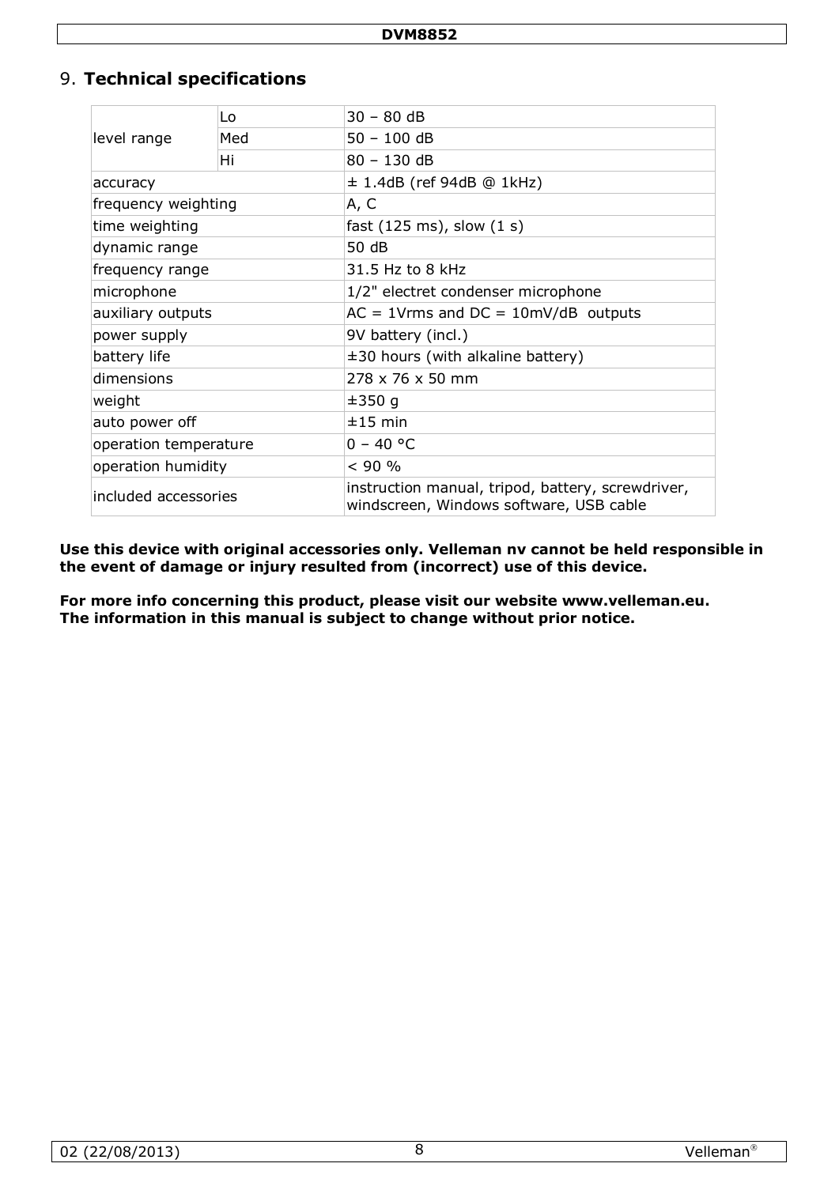# 9. Technical specifications

| | | |
|---|---|---|
| level range | Lo | 30 – 80 dB |
| | Med | 50 – 100 dB |
| | Hi | 80 – 130 dB |
| accuracy | | ± 1.4dB (ref 94dB @ 1kHz) |
| frequency weighting | | A, C |
| time weighting | | fast (125 ms), slow (1 s) |
| dynamic range | | 50 dB |
| frequency range | | 31.5 Hz to 8 kHz |
| microphone | | 1/2" electret condenser microphone |
| auxiliary outputs | | AC = 1Vrms and DC = 10mV/dB outputs |
| power supply | | 9V battery (incl.) |
| battery life | | ±30 hours (with alkaline battery) |
| dimensions | | 278 x 76 x 50 mm |
| weight | | ±350 g |
| auto power off | | ±15 min |
| operation temperature | | 0 – 40 °C |
| operation humidity | | < 90 % |
| included accessories | | instruction manual, tripod, battery, screwdriver, windscreen, Windows software, USB cable |

**Use this device with original accessories only. Velleman nv cannot be held responsible in the event of damage or injury resulted from (incorrect) use of this device.**

**For more info concerning this product, please visit our website www.velleman.eu.**
**The information in this manual is subject to change without prior notice.**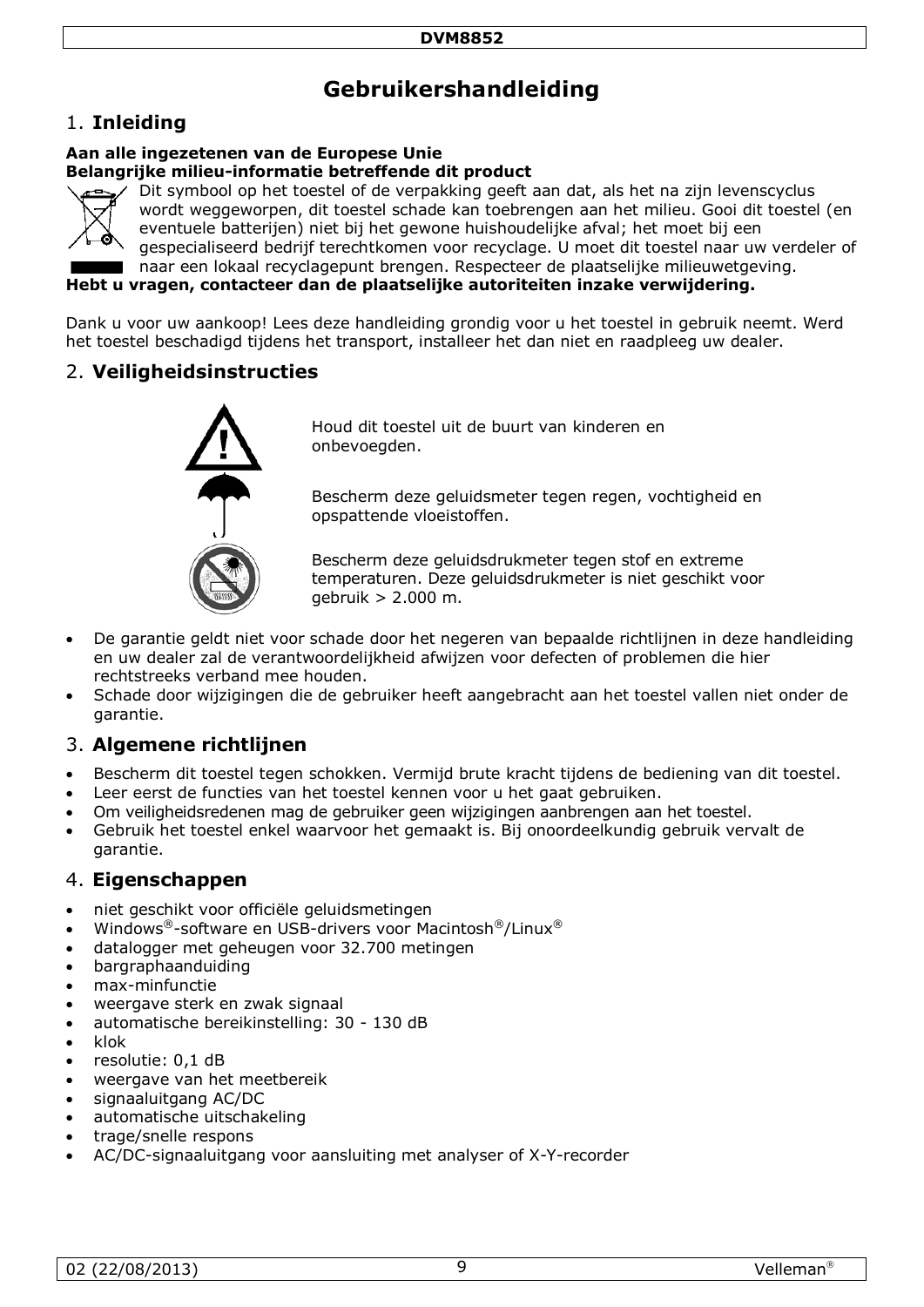# Gebruikershandleiding

## 1. Inleiding

**Aan alle ingezetenen van de Europese Unie**
**Belangrijke milieu-informatie betreffende dit product**

Dit symbool op het toestel of de verpakking geeft aan dat, als het na zijn levenscyclus wordt weggeworpen, dit toestel schade kan toebrengen aan het milieu. Gooi dit toestel (en eventuele batterijen) niet bij het gewone huishoudelijke afval; het moet bij een gespecialiseerd bedrijf terechtkomen voor recyclage. U moet dit toestel naar uw verdeler of naar een lokaal recyclagepunt brengen. Respecteer de plaatselijke milieuwetgeving.

**Hebt u vragen, contacteer dan de plaatselijke autoriteiten inzake verwijdering.**

Dank u voor uw aankoop! Lees deze handleiding grondig voor u het toestel in gebruik neemt. Werd het toestel beschadigd tijdens het transport, installeer het dan niet en raadpleeg uw dealer.

## 2. Veiligheidsinstructies

Houd dit toestel uit de buurt van kinderen en onbevoegden.

Bescherm deze geluidsmeter tegen regen, vochtigheid en opspattende vloeistoffen.

Bescherm deze geluidsdrukmeter tegen stof en extreme temperaturen. Deze geluidsdrukmeter is niet geschikt voor gebruik > 2.000 m.

- De garantie geldt niet voor schade door het negeren van bepaalde richtlijnen in deze handleiding en uw dealer zal de verantwoordelijkheid afwijzen voor defecten of problemen die hier rechtstreeks verband mee houden.
- Schade door wijzigingen die de gebruiker heeft aangebracht aan het toestel vallen niet onder de garantie.

## 3. Algemene richtlijnen

- Bescherm dit toestel tegen schokken. Vermijd brute kracht tijdens de bediening van dit toestel.
- Leer eerst de functies van het toestel kennen voor u het gaat gebruiken.
- Om veiligheidsredenen mag de gebruiker geen wijzigingen aanbrengen aan het toestel.
- Gebruik het toestel enkel waarvoor het gemaakt is. Bij onoordeelkundig gebruik vervalt de garantie.

## 4. Eigenschappen

- niet geschikt voor officiële geluidsmetingen
- Windows®-software en USB-drivers voor Macintosh®/Linux®
- datalogger met geheugen voor 32.700 metingen
- bargraphaanduiding
- max-minfunctie
- weergave sterk en zwak signaal
- automatische bereikinstelling: 30 - 130 dB
- klok
- resolutie: 0,1 dB
- weergave van het meetbereik
- signaaluitgang AC/DC
- automatische uitschakeling
- trage/snelle respons
- AC/DC-signaaluitgang voor aansluiting met analyser of X-Y-recorder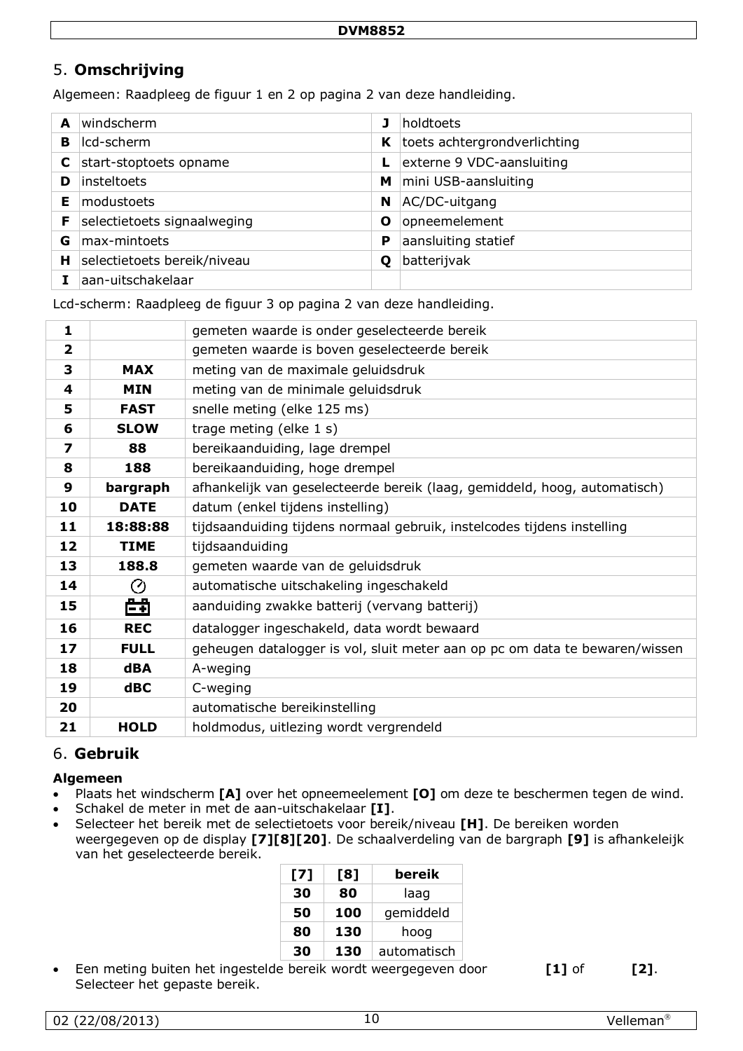## 5. Omschrijving

Algemeen: Raadpleeg de figuur 1 en 2 op pagina 2 van deze handleiding.

| | | | |
|---|---|---|---|
| **A** | windscherm | **J** | holdtoets |
| **B** | lcd-scherm | **K** | toets achtergrondverlichting |
| **C** | start-stoptoets opname | **L** | externe 9 VDC-aansluiting |
| **D** | insteltoets | **M** | mini USB-aansluiting |
| **E** | modustoets | **N** | AC/DC-uitgang |
| **F** | selectietoets signaalweging | **O** | opneemelement |
| **G** | max-mintoets | **P** | aansluiting statief |
| **H** | selectietoets bereik/niveau | **Q** | batterijvak |
| **I** | aan-uitschakelaar | | |

Lcd-scherm: Raadpleeg de figuur 3 op pagina 2 van deze handleiding.

| | | |
|---|---|---|
| **1** | | gemeten waarde is onder geselecteerde bereik |
| **2** | | gemeten waarde is boven geselecteerde bereik |
| **3** | **MAX** | meting van de maximale geluidsdruk |
| **4** | **MIN** | meting van de minimale geluidsdruk |
| **5** | **FAST** | snelle meting (elke 125 ms) |
| **6** | **SLOW** | trage meting (elke 1 s) |
| **7** | **88** | bereikaanduiding, lage drempel |
| **8** | **188** | bereikaanduiding, hoge drempel |
| **9** | **bargraph** | afhankelijk van geselecteerde bereik (laag, gemiddeld, hoog, automatisch) |
| **10** | **DATE** | datum (enkel tijdens instelling) |
| **11** | **18:88:88** | tijdsaanduiding tijdens normaal gebruik, instelcodes tijdens instelling |
| **12** | **TIME** | tijdsaanduiding |
| **13** | **188.8** | gemeten waarde van de geluidsdruk |
| **14** | ⏲ | automatische uitschakeling ingeschakeld |
| **15** | 🔋 | aanduiding zwakke batterij (vervang batterij) |
| **16** | **REC** | datalogger ingeschakeld, data wordt bewaard |
| **17** | **FULL** | geheugen datalogger is vol, sluit meter aan op pc om data te bewaren/wissen |
| **18** | **dBA** | A-weging |
| **19** | **dBC** | C-weging |
| **20** | | automatische bereikinstelling |
| **21** | **HOLD** | holdmodus, uitlezing wordt vergrendeld |

## 6. Gebruik

**Algemeen**

- Plaats het windscherm **[A]** over het opneemelement **[O]** om deze te beschermen tegen de wind.
- Schakel de meter in met de aan-uitschakelaar **[I]**.
- Selecteer het bereik met de selectietoets voor bereik/niveau **[H]**. De bereiken worden weergegeven op de display **[7][8][20]**. De schaalverdeling van de bargraph **[9]** is afhankeleijk van het geselecteerde bereik.

| [7] | [8] | bereik |
|---|---|---|
| **30** | **80** | laag |
| **50** | **100** | gemiddeld |
| **80** | **130** | hoog |
| **30** | **130** | automatisch |

- Een meting buiten het ingestelde bereik wordt weergegeven door **[1]** of **[2]**. Selecteer het gepaste bereik.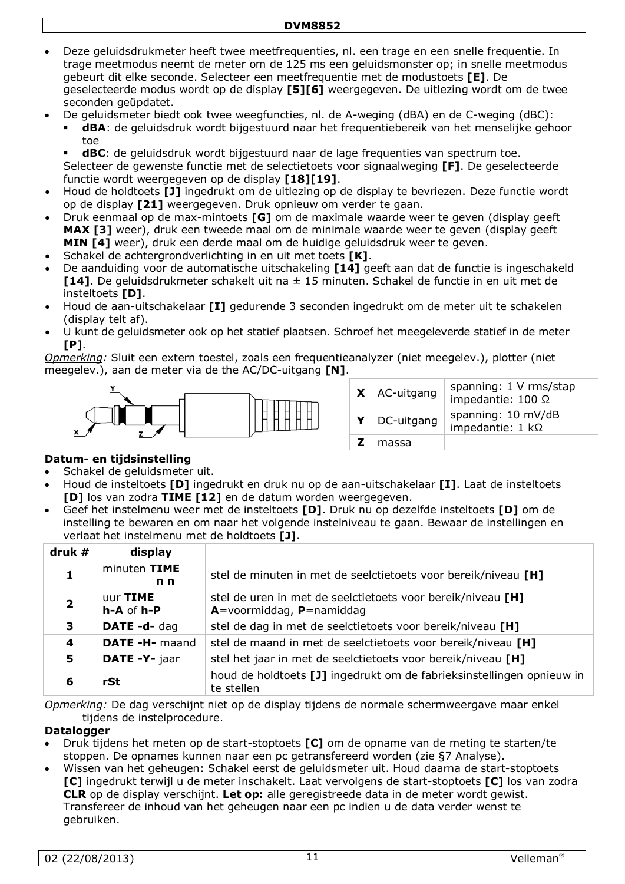- Deze geluidsdrukmeter heeft twee meetfrequenties, nl. een trage en een snelle frequentie. In trage meetmodus neemt de meter om de 125 ms een geluidsmonster op; in snelle meetmodus gebeurt dit elke seconde. Selecteer een meetfrequentie met de modustoets **[E]**. De geselecteerde modus wordt op de display **[5][6]** weergegeven. De uitlezing wordt om de twee seconden geüpdatet.
- De geluidsmeter biedt ook twee weegfuncties, nl. de A-weging (dBA) en de C-weging (dBC):
  - **dBA**: de geluidsdruk wordt bijgestuurd naar het frequentiebereik van het menselijke gehoor toe
  - **dBC**: de geluidsdruk wordt bijgestuurd naar de lage frequenties van spectrum toe.

  Selecteer de gewenste functie met de selectietoets voor signaalweging **[F]**. De geselecteerde functie wordt weergegeven op de display **[18][19]**.
- Houd de holdtoets **[J]** ingedrukt om de uitlezing op de display te bevriezen. Deze functie wordt op de display **[21]** weergegeven. Druk opnieuw om verder te gaan.
- Druk eenmaal op de max-mintoets **[G]** om de maximale waarde weer te geven (display geeft **MAX [3]** weer), druk een tweede maal om de minimale waarde weer te geven (display geeft **MIN [4]** weer), druk een derde maal om de huidige geluidsdruk weer te geven.
- Schakel de achtergrondverlichting in en uit met toets **[K]**.
- De aanduiding voor de automatische uitschakeling **[14]** geeft aan dat de functie is ingeschakeld **[14]**. De geluidsdrukmeter schakelt uit na ± 15 minuten. Schakel de functie in en uit met de insteltoets **[D]**.
- Houd de aan-uitschakelaar **[I]** gedurende 3 seconden ingedrukt om de meter uit te schakelen (display telt af).
- U kunt de geluidsmeter ook op het statief plaatsen. Schroef het meegeleverde statief in de meter **[P]**.

*Opmerking:* Sluit een extern toestel, zoals een frequentieanalyzer (niet meegelev.), plotter (niet meegelev.), aan de meter via de the AC/DC-uitgang **[N]**.

| | | |
|---|---|---|
| **X** | AC-uitgang | spanning: 1 V rms/stap<br>impedantie: 100 Ω |
| **Y** | DC-uitgang | spanning: 10 mV/dB<br>impedantie: 1 kΩ |
| **Z** | massa | |

**Datum- en tijdsinstelling**

- Schakel de geluidsmeter uit.
- Houd de insteltoets **[D]** ingedrukt en druk nu op de aan-uitschakelaar **[I]**. Laat de insteltoets **[D]** los van zodra **TIME [12]** en de datum worden weergegeven.
- Geef het instelmenu weer met de insteltoets **[D]**. Druk nu op dezelfde insteltoets **[D]** om de instelling te bewaren en om naar het volgende instelniveau te gaan. Bewaar de instellingen en verlaat het instelmenu met de holdtoets **[J]**.

| druk # | display | |
|---|---|---|
| **1** | minuten **TIME**<br>**n n** | stel de minuten in met de seelctietoets voor bereik/niveau **[H]** |
| **2** | uur **TIME**<br>**h-A** of **h-P** | stel de uren in met de seelctietoets voor bereik/niveau **[H]**<br>**A**=voormiddag, **P**=namiddag |
| **3** | **DATE -d-** dag | stel de dag in met de seelctietoets voor bereik/niveau **[H]** |
| **4** | **DATE -H-** maand | stel de maand in met de seelctietoets voor bereik/niveau **[H]** |
| **5** | **DATE -Y-** jaar | stel het jaar in met de seelctietoets voor bereik/niveau **[H]** |
| **6** | **rSt** | houd de holdtoets **[J]** ingedrukt om de fabrieksinstellingen opnieuw in te stellen |

*Opmerking:* De dag verschijnt niet op de display tijdens de normale schermweergave maar enkel tijdens de instelprocedure.

**Datalogger**

- Druk tijdens het meten op de start-stoptoets **[C]** om de opname van de meting te starten/te stoppen. De opnames kunnen naar een pc getransfereerd worden (zie §7 Analyse).
- Wissen van het geheugen: Schakel eerst de geluidsmeter uit. Houd daarna de start-stoptoets **[C]** ingedrukt terwijl u de meter inschakelt. Laat vervolgens de start-stoptoets **[C]** los van zodra **CLR** op de display verschijnt. **Let op:** alle geregistreede data in de meter wordt gewist. Transfereer de inhoud van het geheugen naar een pc indien u de data verder wenst te gebruiken.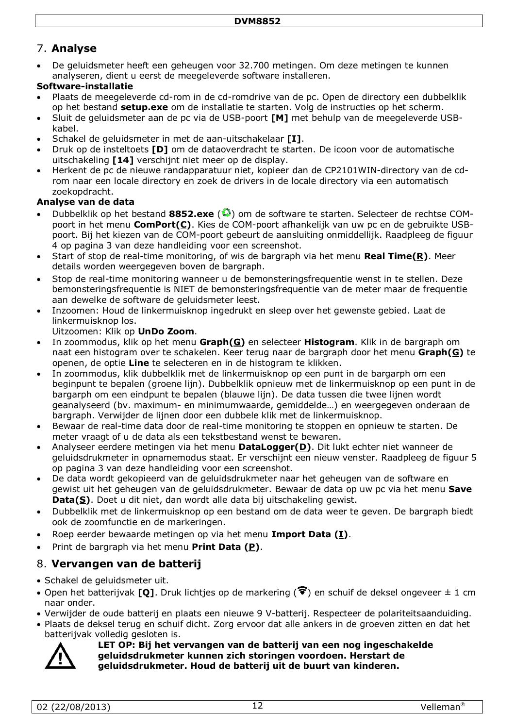## 7. Analyse

- De geluidsmeter heeft een geheugen voor 32.700 metingen. Om deze metingen te kunnen analyseren, dient u eerst de meegeleverde software installeren.

**Software-installatie**

- Plaats de meegeleverde cd-rom in de cd-romdrive van de pc. Open de directory een dubbelklik op het bestand **setup.exe** om de installatie te starten. Volg de instructies op het scherm.
- Sluit de geluidsmeter aan de pc via de USB-poort **[M]** met behulp van de meegeleverde USB-kabel.
- Schakel de geluidsmeter in met de aan-uitschakelaar **[I]**.
- Druk op de insteltoets **[D]** om de dataoverdracht te starten. De icoon voor de automatische uitschakeling **[14]** verschijnt niet meer op de display.
- Herkent de pc de nieuwe randapparatuur niet, kopieer dan de CP2101WIN-directory van de cd-rom naar een locale directory en zoek de drivers in de locale directory via een automatisch zoekopdracht.

**Analyse van de data**

- Dubbelklik op het bestand **8852.exe** () om de software te starten. Selecteer de rechtse COM-poort in het menu **ComPort(C)**. Kies de COM-poort afhankelijk van uw pc en de gebruikte USB-poort. Bij het kiezen van de COM-poort gebeurt de aansluiting onmiddellijk. Raadpleeg de figuur 4 op pagina 3 van deze handleiding voor een screenshot.
- Start of stop de real-time monitoring, of wis de bargraph via het menu **Real Time(R)**. Meer details worden weergegeven boven de bargraph.
- Stop de real-time monitoring wanneer u de bemonsteringsfrequentie wenst in te stellen. Deze bemonsteringsfrequentie is NIET de bemonsteringsfrequentie van de meter maar de frequentie aan dewelke de software de geluidsmeter leest.
- Inzoomen: Houd de linkermuisknop ingedrukt en sleep over het gewenste gebied. Laat de linkermuisknop los.
  Uitzoomen: Klik op **UnDo Zoom**.
- In zoommodus, klik op het menu **Graph(G)** en selecteer **Histogram**. Klik in de bargraph om naat een histogram over te schakelen. Keer terug naar de bargraph door het menu **Graph(G)** te openen, de optie **Line** te selecteren en in de histogram te klikken.
- In zoommodus, klik dubbelklik met de linkermuisknop op een punt in de bargarph om een beginpunt te bepalen (groene lijn). Dubbelklik opnieuw met de linkermuisknop op een punt in de bargarph om een eindpunt te bepalen (blauwe lijn). De data tussen die twee lijnen wordt geanalyseerd (bv. maximum- en minimumwaarde, gemiddelde…) en weergegeven onderaan de bargraph. Verwijder de lijnen door een dubbele klik met de linkermuisknop.
- Bewaar de real-time data door de real-time monitoring te stoppen en opnieuw te starten. De meter vraagt of u de data als een tekstbestand wenst te bewaren.
- Analyseer eerdere metingen via het menu **DataLogger(D)**. Dit lukt echter niet wanneer de geluidsdrukmeter in opnamemodus staat. Er verschijnt een nieuw venster. Raadpleeg de figuur 5 op pagina 3 van deze handleiding voor een screenshot.
- De data wordt gekopieerd van de geluidsdrukmeter naar het geheugen van de software en gewist uit het geheugen van de geluidsdrukmeter. Bewaar de data op uw pc via het menu **Save Data(S)**. Doet u dit niet, dan wordt alle data bij uitschakeling gewist.
- Dubbelklik met de linkermuisknop op een bestand om de data weer te geven. De bargraph biedt ook de zoomfunctie en de markeringen.
- Roep eerder bewaarde metingen op via het menu **Import Data (I)**.
- Print de bargraph via het menu **Print Data (P)**.

## 8. Vervangen van de batterij

- Schakel de geluidsmeter uit.
- Open het batterijvak **[Q]**. Druk lichtjes op de markering () en schuif de deksel ongeveer ± 1 cm naar onder.
- Verwijder de oude batterij en plaats een nieuwe 9 V-batterij. Respecteer de polariteitsaanduiding.
- Plaats de deksel terug en schuif dicht. Zorg ervoor dat alle ankers in de groeven zitten en dat het batterijvak volledig gesloten is.

**LET OP: Bij het vervangen van de batterij van een nog ingeschakelde geluidsdrukmeter kunnen zich storingen voordoen. Herstart de geluidsdrukmeter. Houd de batterij uit de buurt van kinderen.**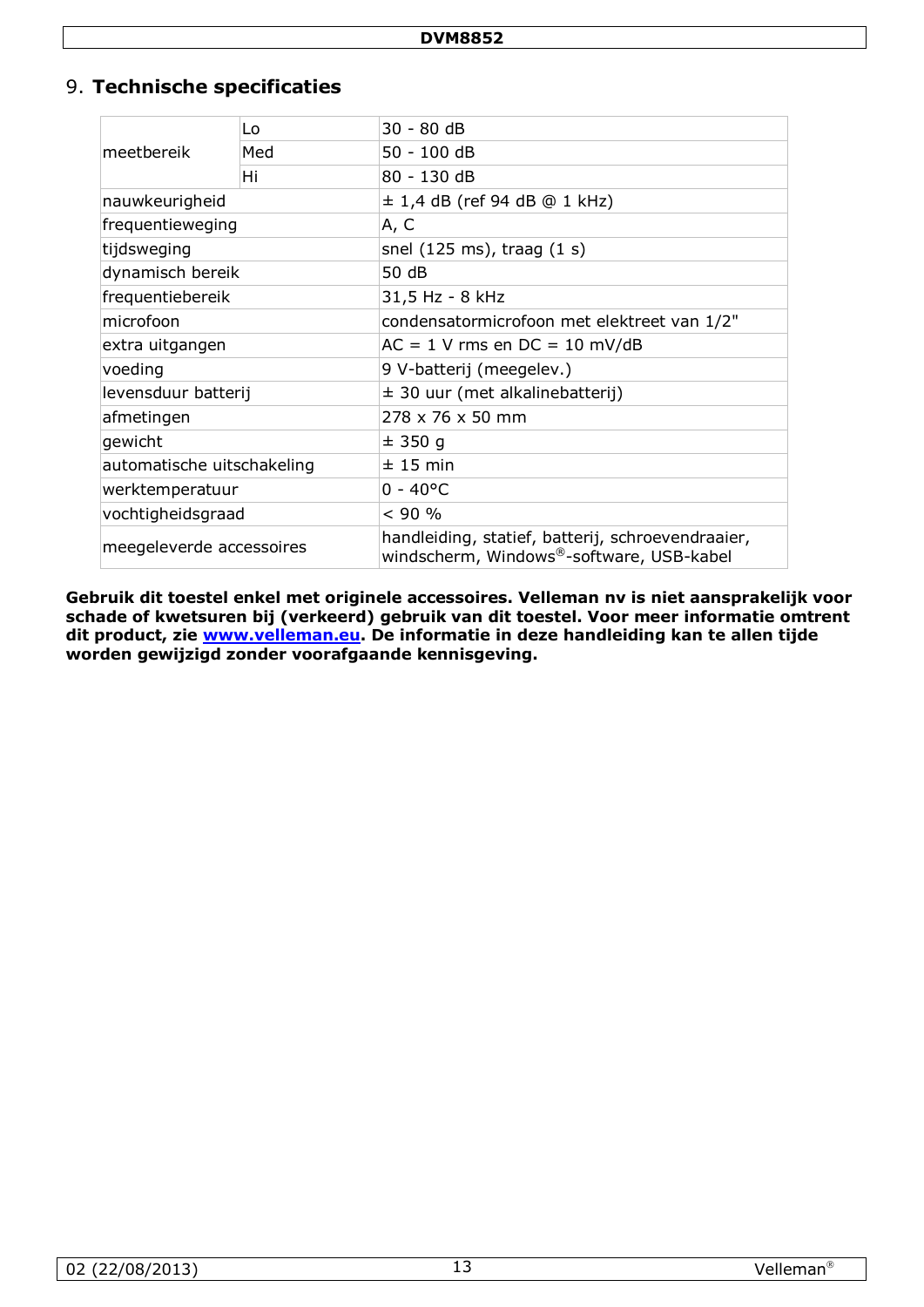## 9. Technische specificaties

| | | |
|---|---|---|
| meetbereik | Lo | 30 - 80 dB |
| | Med | 50 - 100 dB |
| | Hi | 80 - 130 dB |
| nauwkeurigheid | | ± 1,4 dB (ref 94 dB @ 1 kHz) |
| frequentieweging | | A, C |
| tijdsweging | | snel (125 ms), traag (1 s) |
| dynamisch bereik | | 50 dB |
| frequentiebereik | | 31,5 Hz - 8 kHz |
| microfoon | | condensatormicrofoon met elektreet van 1/2" |
| extra uitgangen | | AC = 1 V rms en DC = 10 mV/dB |
| voeding | | 9 V-batterij (meegelev.) |
| levensduur batterij | | ± 30 uur (met alkalinebatterij) |
| afmetingen | | 278 x 76 x 50 mm |
| gewicht | | ± 350 g |
| automatische uitschakeling | | ± 15 min |
| werktemperatuur | | 0 - 40°C |
| vochtigheidsgraad | | < 90 % |
| meegeleverde accessoires | | handleiding, statief, batterij, schroevendraaier, windscherm, Windows®-software, USB-kabel |

**Gebruik dit toestel enkel met originele accessoires. Velleman nv is niet aansprakelijk voor schade of kwetsuren bij (verkeerd) gebruik van dit toestel. Voor meer informatie omtrent dit product, zie www.velleman.eu. De informatie in deze handleiding kan te allen tijde worden gewijzigd zonder voorafgaande kennisgeving.**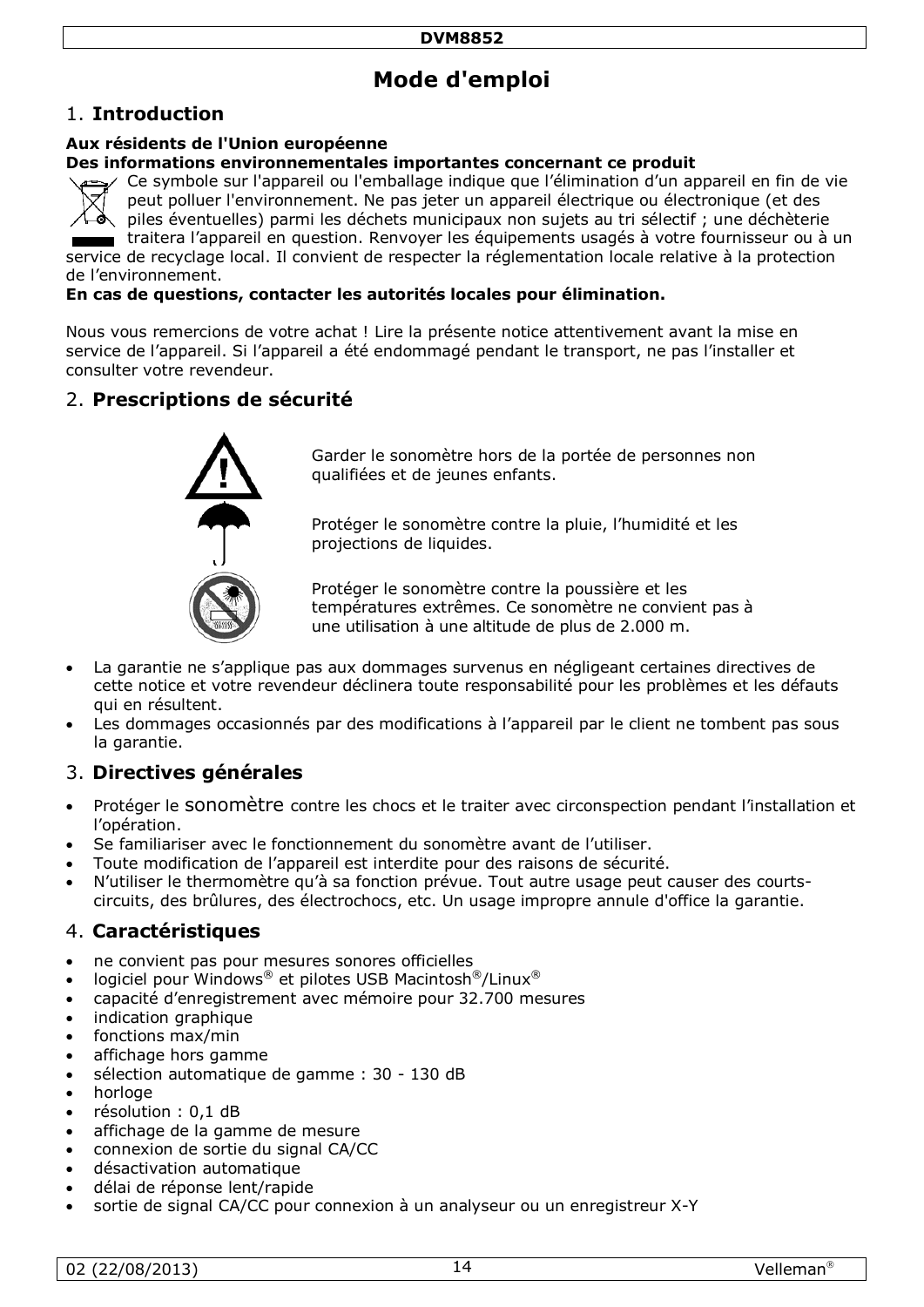# Mode d'emploi

## 1. Introduction

**Aux résidents de l'Union européenne**
**Des informations environnementales importantes concernant ce produit**

Ce symbole sur l'appareil ou l'emballage indique que l'élimination d'un appareil en fin de vie peut polluer l'environnement. Ne pas jeter un appareil électrique ou électronique (et des piles éventuelles) parmi les déchets municipaux non sujets au tri sélectif ; une déchèterie traitera l'appareil en question. Renvoyer les équipements usagés à votre fournisseur ou à un service de recyclage local. Il convient de respecter la réglementation locale relative à la protection de l'environnement.

**En cas de questions, contacter les autorités locales pour élimination.**

Nous vous remercions de votre achat ! Lire la présente notice attentivement avant la mise en service de l'appareil. Si l'appareil a été endommagé pendant le transport, ne pas l'installer et consulter votre revendeur.

## 2. Prescriptions de sécurité

Garder le sonomètre hors de la portée de personnes non qualifiées et de jeunes enfants.

Protéger le sonomètre contre la pluie, l'humidité et les projections de liquides.

Protéger le sonomètre contre la poussière et les températures extrêmes. Ce sonomètre ne convient pas à une utilisation à une altitude de plus de 2.000 m.

- La garantie ne s'applique pas aux dommages survenus en négligeant certaines directives de cette notice et votre revendeur déclinera toute responsabilité pour les problèmes et les défauts qui en résultent.
- Les dommages occasionnés par des modifications à l'appareil par le client ne tombent pas sous la garantie.

## 3. Directives générales

- Protéger le sonomètre contre les chocs et le traiter avec circonspection pendant l'installation et l'opération.
- Se familiariser avec le fonctionnement du sonomètre avant de l'utiliser.
- Toute modification de l'appareil est interdite pour des raisons de sécurité.
- N'utiliser le thermomètre qu'à sa fonction prévue. Tout autre usage peut causer des courts-circuits, des brûlures, des électrochocs, etc. Un usage impropre annule d'office la garantie.

## 4. Caractéristiques

- ne convient pas pour mesures sonores officielles
- logiciel pour Windows® et pilotes USB Macintosh®/Linux®
- capacité d'enregistrement avec mémoire pour 32.700 mesures
- indication graphique
- fonctions max/min
- affichage hors gamme
- sélection automatique de gamme : 30 - 130 dB
- horloge
- résolution : 0,1 dB
- affichage de la gamme de mesure
- connexion de sortie du signal CA/CC
- désactivation automatique
- délai de réponse lent/rapide
- sortie de signal CA/CC pour connexion à un analyseur ou un enregistreur X-Y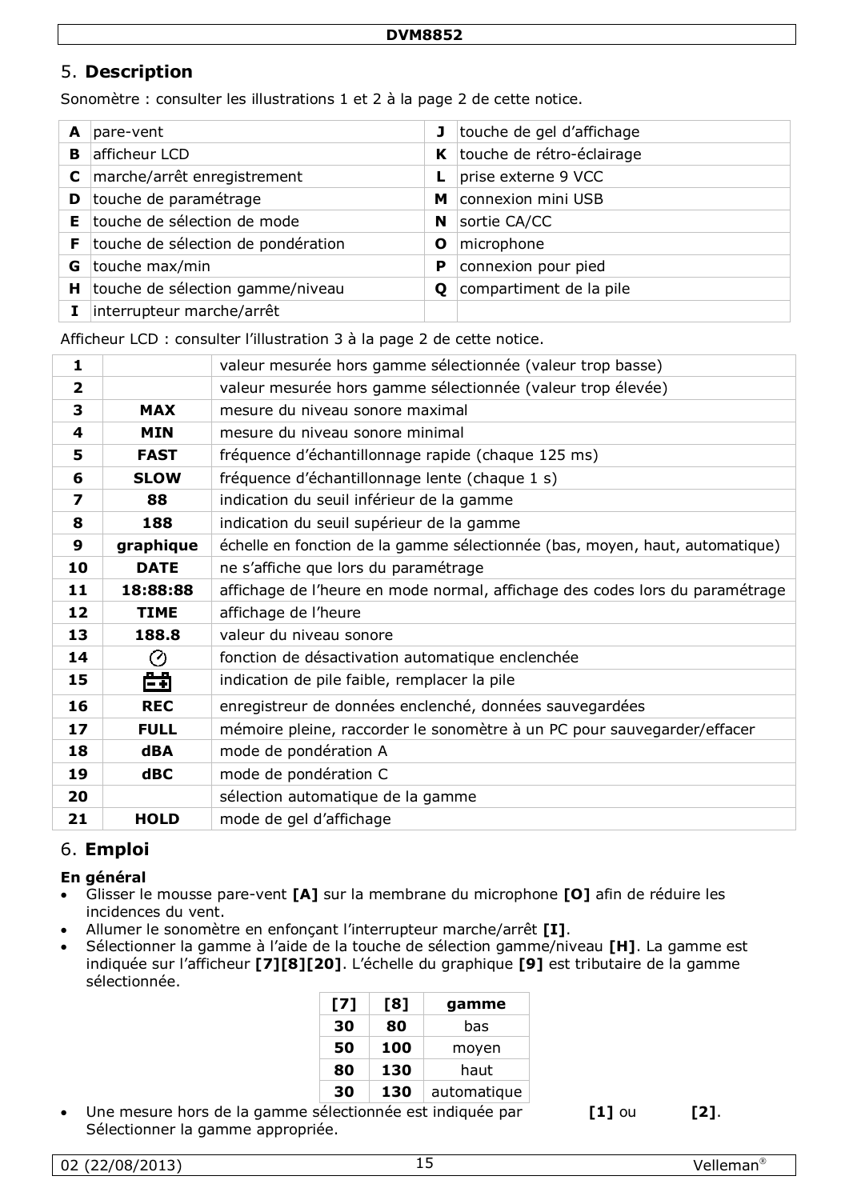## 5. **Description**

Sonomètre : consulter les illustrations 1 et 2 à la page 2 de cette notice.

| | | | |
|---|---|---|---|
| **A** | pare-vent | **J** | touche de gel d'affichage |
| **B** | afficheur LCD | **K** | touche de rétro-éclairage |
| **C** | marche/arrêt enregistrement | **L** | prise externe 9 VCC |
| **D** | touche de paramétrage | **M** | connexion mini USB |
| **E** | touche de sélection de mode | **N** | sortie CA/CC |
| **F** | touche de sélection de pondération | **O** | microphone |
| **G** | touche max/min | **P** | connexion pour pied |
| **H** | touche de sélection gamme/niveau | **Q** | compartiment de la pile |
| **I** | interrupteur marche/arrêt | | |

Afficheur LCD : consulter l'illustration 3 à la page 2 de cette notice.

| | | |
|---|---|---|
| **1** | | valeur mesurée hors gamme sélectionnée (valeur trop basse) |
| **2** | | valeur mesurée hors gamme sélectionnée (valeur trop élevée) |
| **3** | **MAX** | mesure du niveau sonore maximal |
| **4** | **MIN** | mesure du niveau sonore minimal |
| **5** | **FAST** | fréquence d'échantillonnage rapide (chaque 125 ms) |
| **6** | **SLOW** | fréquence d'échantillonnage lente (chaque 1 s) |
| **7** | **88** | indication du seuil inférieur de la gamme |
| **8** | **188** | indication du seuil supérieur de la gamme |
| **9** | **graphique** | échelle en fonction de la gamme sélectionnée (bas, moyen, haut, automatique) |
| **10** | **DATE** | ne s'affiche que lors du paramétrage |
| **11** | **18:88:88** | affichage de l'heure en mode normal, affichage des codes lors du paramétrage |
| **12** | **TIME** | affichage de l'heure |
| **13** | **188.8** | valeur du niveau sonore |
| **14** | ⏲ | fonction de désactivation automatique enclenchée |
| **15** | 🔋 | indication de pile faible, remplacer la pile |
| **16** | **REC** | enregistreur de données enclenché, données sauvegardées |
| **17** | **FULL** | mémoire pleine, raccorder le sonomètre à un PC pour sauvegarder/effacer |
| **18** | **dBA** | mode de pondération A |
| **19** | **dBC** | mode de pondération C |
| **20** | | sélection automatique de la gamme |
| **21** | **HOLD** | mode de gel d'affichage |

## 6. **Emploi**

**En général**

- Glisser le mousse pare-vent **[A]** sur la membrane du microphone **[O]** afin de réduire les incidences du vent.
- Allumer le sonomètre en enfonçant l'interrupteur marche/arrêt **[I]**.
- Sélectionner la gamme à l'aide de la touche de sélection gamme/niveau **[H]**. La gamme est indiquée sur l'afficheur **[7][8][20]**. L'échelle du graphique **[9]** est tributaire de la gamme sélectionnée.

| **[7]** | **[8]** | **gamme** |
|---|---|---|
| **30** | **80** | bas |
| **50** | **100** | moyen |
| **80** | **130** | haut |
| **30** | **130** | automatique |

- Une mesure hors de la gamme sélectionnée est indiquée par **[1]** ou **[2]**. Sélectionner la gamme appropriée.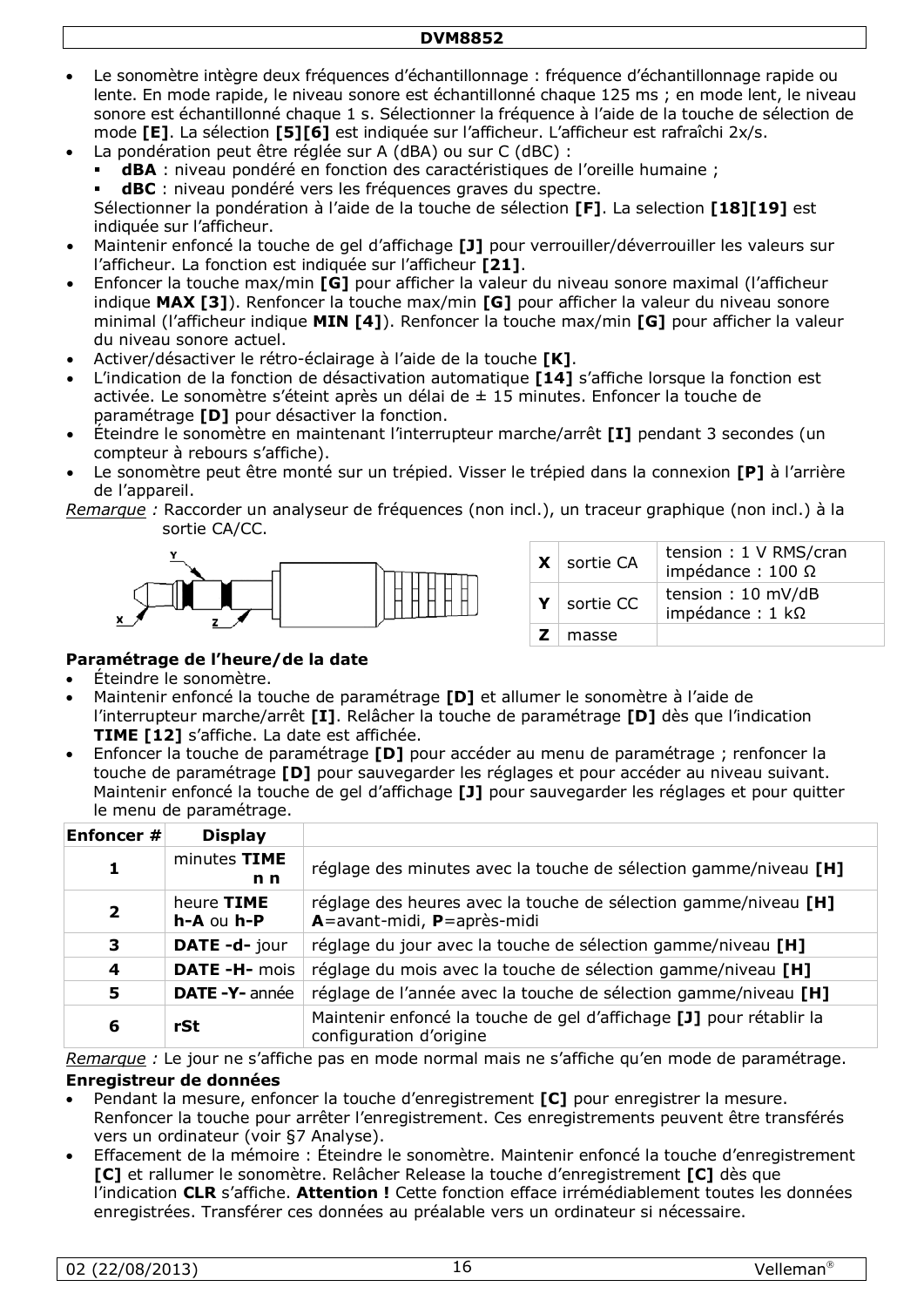- Le sonomètre intègre deux fréquences d'échantillonnage : fréquence d'échantillonnage rapide ou lente. En mode rapide, le niveau sonore est échantillonné chaque 125 ms ; en mode lent, le niveau sonore est échantillonné chaque 1 s. Sélectionner la fréquence à l'aide de la touche de sélection de mode **[E]**. La sélection **[5][6]** est indiquée sur l'afficheur. L'afficheur est rafraîchi 2x/s.
- La pondération peut être réglée sur A (dBA) ou sur C (dBC) :
  - **dBA** : niveau pondéré en fonction des caractéristiques de l'oreille humaine ;
  - **dBC** : niveau pondéré vers les fréquences graves du spectre.

  Sélectionner la pondération à l'aide de la touche de sélection **[F]**. La selection **[18][19]** est indiquée sur l'afficheur.
- Maintenir enfoncé la touche de gel d'affichage **[J]** pour verrouiller/déverrouiller les valeurs sur l'afficheur. La fonction est indiquée sur l'afficheur **[21]**.
- Enfoncer la touche max/min **[G]** pour afficher la valeur du niveau sonore maximal (l'afficheur indique **MAX [3]**). Renfoncer la touche max/min **[G]** pour afficher la valeur du niveau sonore minimal (l'afficheur indique **MIN [4]**). Renfoncer la touche max/min **[G]** pour afficher la valeur du niveau sonore actuel.
- Activer/désactiver le rétro-éclairage à l'aide de la touche **[K]**.
- L'indication de la fonction de désactivation automatique **[14]** s'affiche lorsque la fonction est activée. Le sonomètre s'éteint après un délai de ± 15 minutes. Enfoncer la touche de paramétrage **[D]** pour désactiver la fonction.
- Éteindre le sonomètre en maintenant l'interrupteur marche/arrêt **[I]** pendant 3 secondes (un compteur à rebours s'affiche).
- Le sonomètre peut être monté sur un trépied. Visser le trépied dans la connexion **[P]** à l'arrière de l'appareil.

*Remarque :* Raccorder un analyseur de fréquences (non incl.), un traceur graphique (non incl.) à la sortie CA/CC.

| | | |
|---|---|---|
| **X** | sortie CA | tension : 1 V RMS/cran<br>impédance : 100 Ω |
| **Y** | sortie CC | tension : 10 mV/dB<br>impédance : 1 kΩ |
| **Z** | masse | |

**Paramétrage de l'heure/de la date**

- Éteindre le sonomètre.
- Maintenir enfoncé la touche de paramétrage **[D]** et allumer le sonomètre à l'aide de l'interrupteur marche/arrêt **[I]**. Relâcher la touche de paramétrage **[D]** dès que l'indication **TIME [12]** s'affiche. La date est affichée.
- Enfoncer la touche de paramétrage **[D]** pour accéder au menu de paramétrage ; renfoncer la touche de paramétrage **[D]** pour sauvegarder les réglages et pour accéder au niveau suivant. Maintenir enfoncé la touche de gel d'affichage **[J]** pour sauvegarder les réglages et pour quitter le menu de paramétrage.

| Enfoncer # | Display | |
|---|---|---|
| 1 | minutes **TIME n n** | réglage des minutes avec la touche de sélection gamme/niveau **[H]** |
| 2 | heure **TIME h-A** ou **h-P** | réglage des heures avec la touche de sélection gamme/niveau **[H]**<br>**A**=avant-midi, **P**=après-midi |
| 3 | **DATE -d-** jour | réglage du jour avec la touche de sélection gamme/niveau **[H]** |
| 4 | **DATE -H-** mois | réglage du mois avec la touche de sélection gamme/niveau **[H]** |
| 5 | **DATE -Y-** année | réglage de l'année avec la touche de sélection gamme/niveau **[H]** |
| 6 | **rSt** | Maintenir enfoncé la touche de gel d'affichage **[J]** pour rétablir la configuration d'origine |

*Remarque :* Le jour ne s'affiche pas en mode normal mais ne s'affiche qu'en mode de paramétrage.

**Enregistreur de données**

- Pendant la mesure, enfoncer la touche d'enregistrement **[C]** pour enregistrer la mesure. Renfoncer la touche pour arrêter l'enregistrement. Ces enregistrements peuvent être transférés vers un ordinateur (voir §7 Analyse).
- Effacement de la mémoire : Éteindre le sonomètre. Maintenir enfoncé la touche d'enregistrement **[C]** et rallumer le sonomètre. Relâcher Release la touche d'enregistrement **[C]** dès que l'indication **CLR** s'affiche. **Attention !** Cette fonction efface irrémédiablement toutes les données enregistrées. Transférer ces données au préalable vers un ordinateur si nécessaire.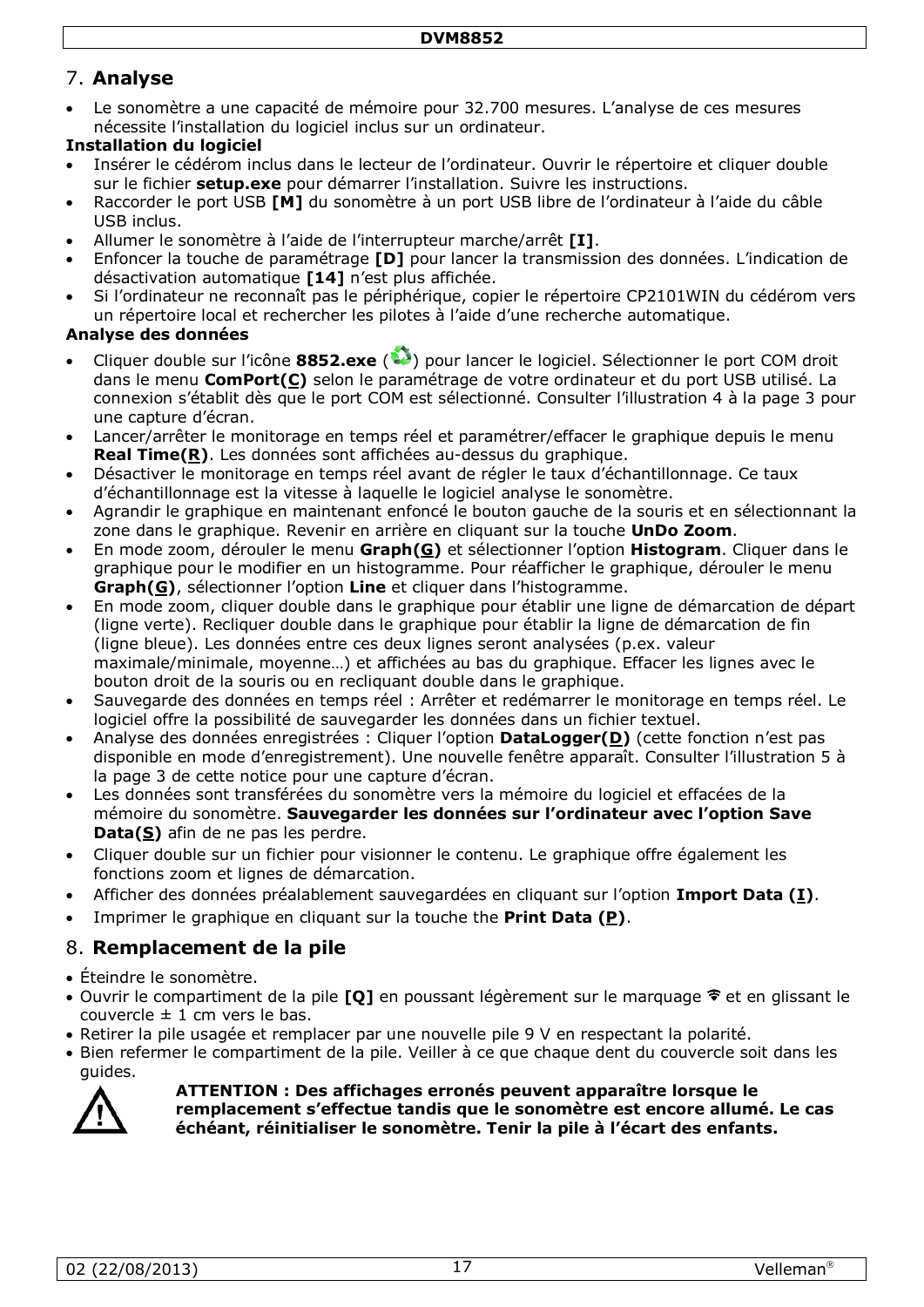## 7. Analyse

- Le sonomètre a une capacité de mémoire pour 32.700 mesures. L'analyse de ces mesures nécessite l'installation du logiciel inclus sur un ordinateur.

**Installation du logiciel**

- Insérer le cédérom inclus dans le lecteur de l'ordinateur. Ouvrir le répertoire et cliquer double sur le fichier **setup.exe** pour démarrer l'installation. Suivre les instructions.
- Raccorder le port USB **[M]** du sonomètre à un port USB libre de l'ordinateur à l'aide du câble USB inclus.
- Allumer le sonomètre à l'aide de l'interrupteur marche/arrêt **[I]**.
- Enfoncer la touche de paramétrage **[D]** pour lancer la transmission des données. L'indication de désactivation automatique **[14]** n'est plus affichée.
- Si l'ordinateur ne reconnaît pas le périphérique, copier le répertoire CP2101WIN du cédérom vers un répertoire local et rechercher les pilotes à l'aide d'une recherche automatique.

**Analyse des données**

- Cliquer double sur l'icône **8852.exe** ( ) pour lancer le logiciel. Sélectionner le port COM droit dans le menu **ComPort(C)** selon le paramétrage de votre ordinateur et du port USB utilisé. La connexion s'établit dès que le port COM est sélectionné. Consulter l'illustration 4 à la page 3 pour une capture d'écran.
- Lancer/arrêter le monitorage en temps réel et paramétrer/effacer le graphique depuis le menu **Real Time(R)**. Les données sont affichées au-dessus du graphique.
- Désactiver le monitorage en temps réel avant de régler le taux d'échantillonnage. Ce taux d'échantillonnage est la vitesse à laquelle le logiciel analyse le sonomètre.
- Agrandir le graphique en maintenant enfoncé le bouton gauche de la souris et en sélectionnant la zone dans le graphique. Revenir en arrière en cliquant sur la touche **UnDo Zoom**.
- En mode zoom, dérouler le menu **Graph(G)** et sélectionner l'option **Histogram**. Cliquer dans le graphique pour le modifier en un histogramme. Pour réafficher le graphique, dérouler le menu **Graph(G)**, sélectionner l'option **Line** et cliquer dans l'histogramme.
- En mode zoom, cliquer double dans le graphique pour établir une ligne de démarcation de départ (ligne verte). Recliquer double dans le graphique pour établir la ligne de démarcation de fin (ligne bleue). Les données entre ces deux lignes seront analysées (p.ex. valeur maximale/minimale, moyenne…) et affichées au bas du graphique. Effacer les lignes avec le bouton droit de la souris ou en recliquant double dans le graphique.
- Sauvegarde des données en temps réel : Arrêter et redémarrer le monitorage en temps réel. Le logiciel offre la possibilité de sauvegarder les données dans un fichier textuel.
- Analyse des données enregistrées : Cliquer l'option **DataLogger(D)** (cette fonction n'est pas disponible en mode d'enregistrement). Une nouvelle fenêtre apparaît. Consulter l'illustration 5 à la page 3 de cette notice pour une capture d'écran.
- Les données sont transférées du sonomètre vers la mémoire du logiciel et effacées de la mémoire du sonomètre. **Sauvegarder les données sur l'ordinateur avec l'option Save Data(S)** afin de ne pas les perdre.
- Cliquer double sur un fichier pour visionner le contenu. Le graphique offre également les fonctions zoom et lignes de démarcation.
- Afficher des données préalablement sauvegardées en cliquant sur l'option **Import Data (I)**.
- Imprimer le graphique en cliquant sur la touche the **Print Data (P)**.

## 8. Remplacement de la pile

- Éteindre le sonomètre.
- Ouvrir le compartiment de la pile **[Q]** en poussant légèrement sur le marquage et en glissant le couvercle ± 1 cm vers le bas.
- Retirer la pile usagée et remplacer par une nouvelle pile 9 V en respectant la polarité.
- Bien refermer le compartiment de la pile. Veiller à ce que chaque dent du couvercle soit dans les guides.

**ATTENTION : Des affichages erronés peuvent apparaître lorsque le remplacement s'effectue tandis que le sonomètre est encore allumé. Le cas échéant, réinitialiser le sonomètre. Tenir la pile à l'écart des enfants.**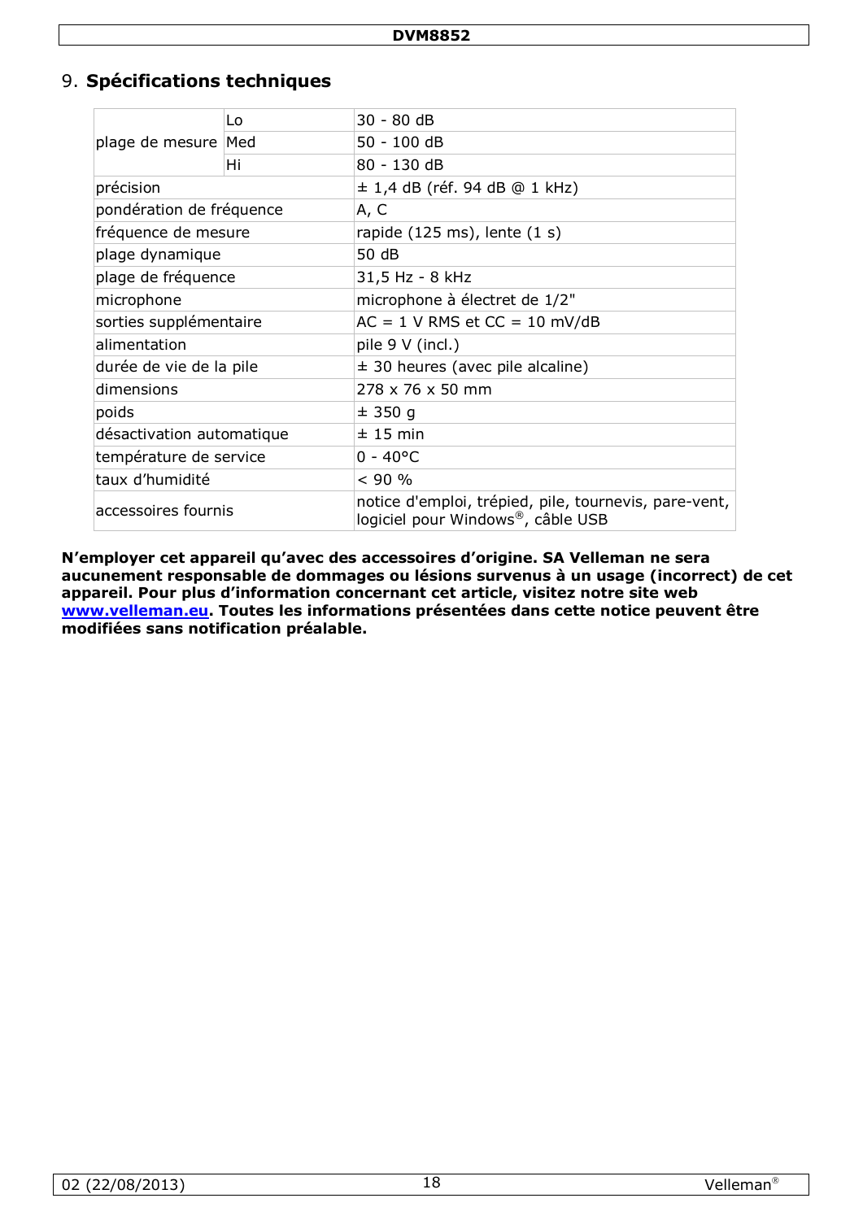## 9. Spécifications techniques

| | | |
|---|---|---|
| plage de mesure | Lo | 30 - 80 dB |
| | Med | 50 - 100 dB |
| | Hi | 80 - 130 dB |
| précision | | ± 1,4 dB (réf. 94 dB @ 1 kHz) |
| pondération de fréquence | | A, C |
| fréquence de mesure | | rapide (125 ms), lente (1 s) |
| plage dynamique | | 50 dB |
| plage de fréquence | | 31,5 Hz - 8 kHz |
| microphone | | microphone à électret de 1/2" |
| sorties supplémentaire | | AC = 1 V RMS et CC = 10 mV/dB |
| alimentation | | pile 9 V (incl.) |
| durée de vie de la pile | | ± 30 heures (avec pile alcaline) |
| dimensions | | 278 x 76 x 50 mm |
| poids | | ± 350 g |
| désactivation automatique | | ± 15 min |
| température de service | | 0 - 40°C |
| taux d'humidité | | < 90 % |
| accessoires fournis | | notice d'emploi, trépied, pile, tournevis, pare-vent, logiciel pour Windows®, câble USB |

**N'employer cet appareil qu'avec des accessoires d'origine. SA Velleman ne sera aucunement responsable de dommages ou lésions survenus à un usage (incorrect) de cet appareil. Pour plus d'information concernant cet article, visitez notre site web www.velleman.eu. Toutes les informations présentées dans cette notice peuvent être modifiées sans notification préalable.**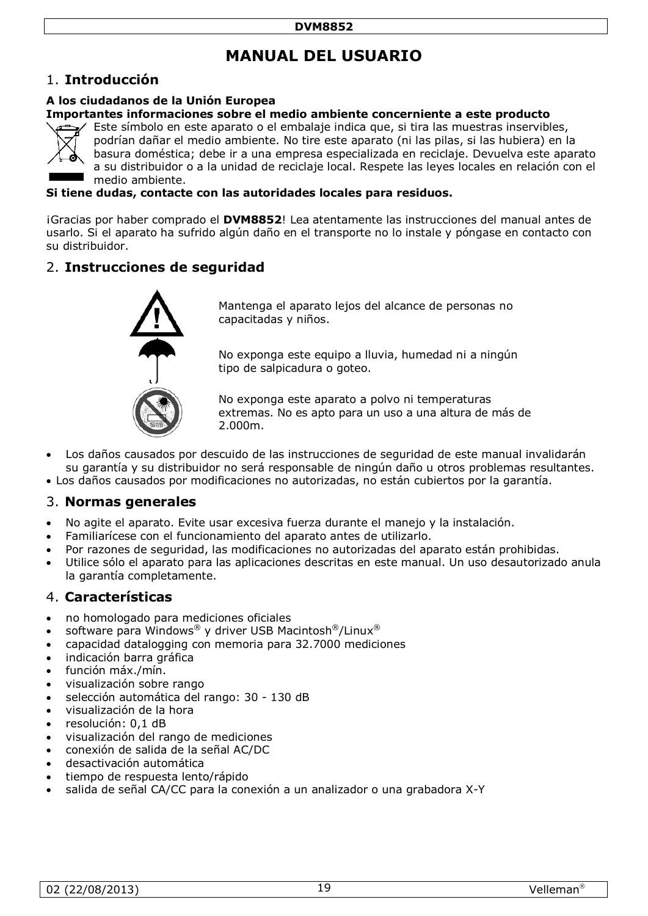# MANUAL DEL USUARIO

## 1. Introducción

**A los ciudadanos de la Unión Europea**

**Importantes informaciones sobre el medio ambiente concerniente a este producto**

Este símbolo en este aparato o el embalaje indica que, si tira las muestras inservibles, podrían dañar el medio ambiente. No tire este aparato (ni las pilas, si las hubiera) en la basura doméstica; debe ir a una empresa especializada en reciclaje. Devuelva este aparato a su distribuidor o a la unidad de reciclaje local. Respete las leyes locales en relación con el medio ambiente.

**Si tiene dudas, contacte con las autoridades locales para residuos.**

¡Gracias por haber comprado el **DVM8852**! Lea atentamente las instrucciones del manual antes de usarlo. Si el aparato ha sufrido algún daño en el transporte no lo instale y póngase en contacto con su distribuidor.

## 2. Instrucciones de seguridad

Mantenga el aparato lejos del alcance de personas no capacitadas y niños.

No exponga este equipo a lluvia, humedad ni a ningún tipo de salpicadura o goteo.

No exponga este aparato a polvo ni temperaturas extremas. No es apto para un uso a una altura de más de 2.000m.

- Los daños causados por descuido de las instrucciones de seguridad de este manual invalidarán su garantía y su distribuidor no será responsable de ningún daño u otros problemas resultantes.
- Los daños causados por modificaciones no autorizadas, no están cubiertos por la garantía.

## 3. Normas generales

- No agite el aparato. Evite usar excesiva fuerza durante el manejo y la instalación.
- Familiarícese con el funcionamiento del aparato antes de utilizarlo.
- Por razones de seguridad, las modificaciones no autorizadas del aparato están prohibidas.
- Utilice sólo el aparato para las aplicaciones descritas en este manual. Un uso desautorizado anula la garantía completamente.

## 4. Características

- no homologado para mediciones oficiales
- software para Windows® y driver USB Macintosh®/Linux®
- capacidad datalogging con memoria para 32.7000 mediciones
- indicación barra gráfica
- función máx./mín.
- visualización sobre rango
- selección automática del rango: 30 - 130 dB
- visualización de la hora
- resolución: 0,1 dB
- visualización del rango de mediciones
- conexión de salida de la señal AC/DC
- desactivación automática
- tiempo de respuesta lento/rápido
- salida de señal CA/CC para la conexión a un analizador o una grabadora X-Y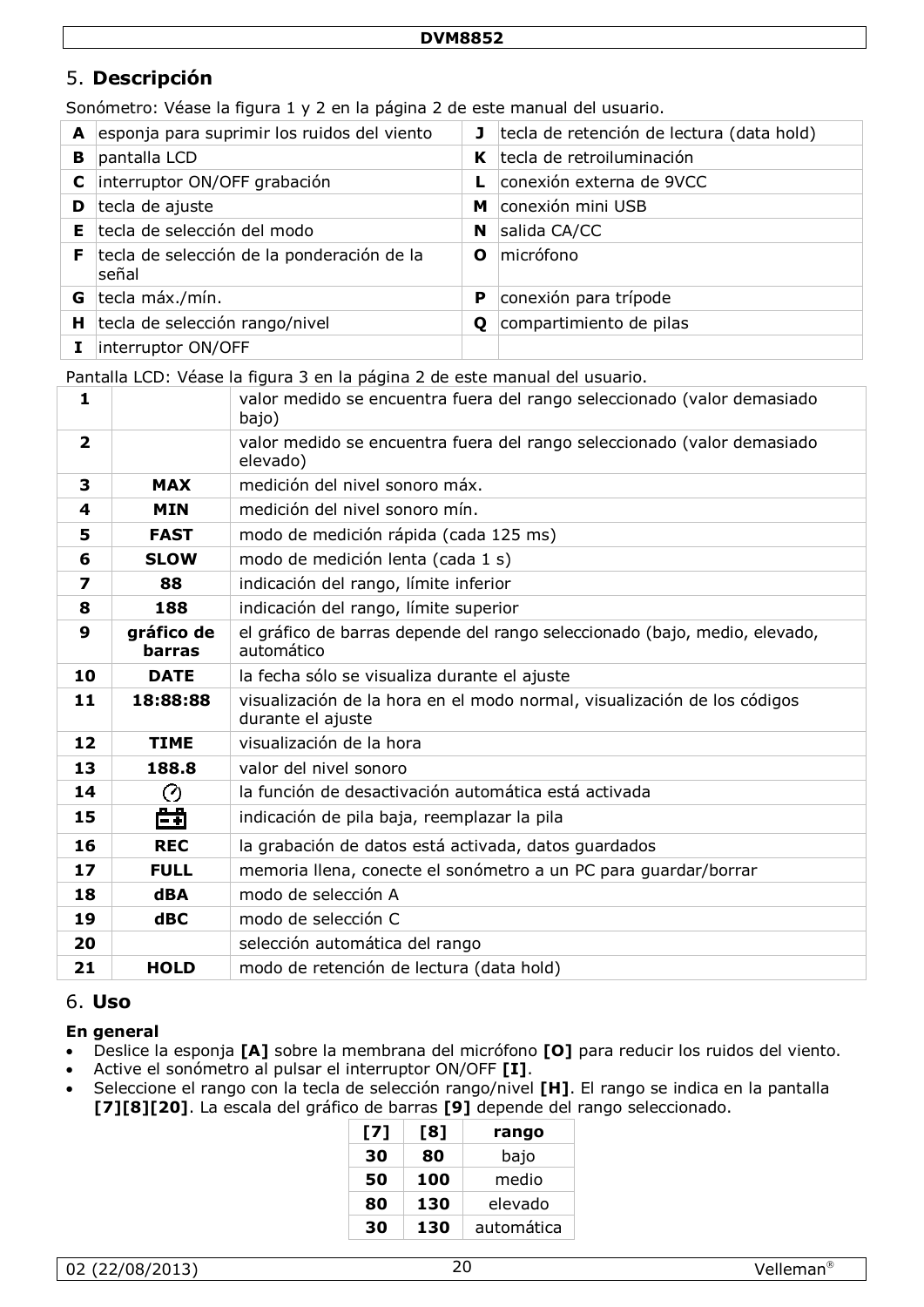## 5. Descripción

Sonómetro: Véase la figura 1 y 2 en la página 2 de este manual del usuario.

| | | | |
|---|---|---|---|
| **A** | esponja para suprimir los ruidos del viento | **J** | tecla de retención de lectura (data hold) |
| **B** | pantalla LCD | **K** | tecla de retroiluminación |
| **C** | interruptor ON/OFF grabación | **L** | conexión externa de 9VCC |
| **D** | tecla de ajuste | **M** | conexión mini USB |
| **E** | tecla de selección del modo | **N** | salida CA/CC |
| **F** | tecla de selección de la ponderación de la señal | **O** | micrófono |
| **G** | tecla máx./mín. | **P** | conexión para trípode |
| **H** | tecla de selección rango/nivel | **Q** | compartimiento de pilas |
| **I** | interruptor ON/OFF | | |

Pantalla LCD: Véase la figura 3 en la página 2 de este manual del usuario.

| | | |
|---|---|---|
| **1** | | valor medido se encuentra fuera del rango seleccionado (valor demasiado bajo) |
| **2** | | valor medido se encuentra fuera del rango seleccionado (valor demasiado elevado) |
| **3** | **MAX** | medición del nivel sonoro máx. |
| **4** | **MIN** | medición del nivel sonoro mín. |
| **5** | **FAST** | modo de medición rápida (cada 125 ms) |
| **6** | **SLOW** | modo de medición lenta (cada 1 s) |
| **7** | **88** | indicación del rango, límite inferior |
| **8** | **188** | indicación del rango, límite superior |
| **9** | **gráfico de barras** | el gráfico de barras depende del rango seleccionado (bajo, medio, elevado, automático |
| **10** | **DATE** | la fecha sólo se visualiza durante el ajuste |
| **11** | **18:88:88** | visualización de la hora en el modo normal, visualización de los códigos durante el ajuste |
| **12** | **TIME** | visualización de la hora |
| **13** | **188.8** | valor del nivel sonoro |
| **14** | | la función de desactivación automática está activada |
| **15** | | indicación de pila baja, reemplazar la pila |
| **16** | **REC** | la grabación de datos está activada, datos guardados |
| **17** | **FULL** | memoria llena, conecte el sonómetro a un PC para guardar/borrar |
| **18** | **dBA** | modo de selección A |
| **19** | **dBC** | modo de selección C |
| **20** | | selección automática del rango |
| **21** | **HOLD** | modo de retención de lectura (data hold) |

## 6. Uso

**En general**

- Deslice la esponja **[A]** sobre la membrana del micrófono **[O]** para reducir los ruidos del viento.
- Active el sonómetro al pulsar el interruptor ON/OFF **[I]**.
- Seleccione el rango con la tecla de selección rango/nivel **[H]**. El rango se indica en la pantalla **[7][8][20]**. La escala del gráfico de barras **[9]** depende del rango seleccionado.

| [7] | [8] | rango |
|---|---|---|
| **30** | **80** | bajo |
| **50** | **100** | medio |
| **80** | **130** | elevado |
| **30** | **130** | automática |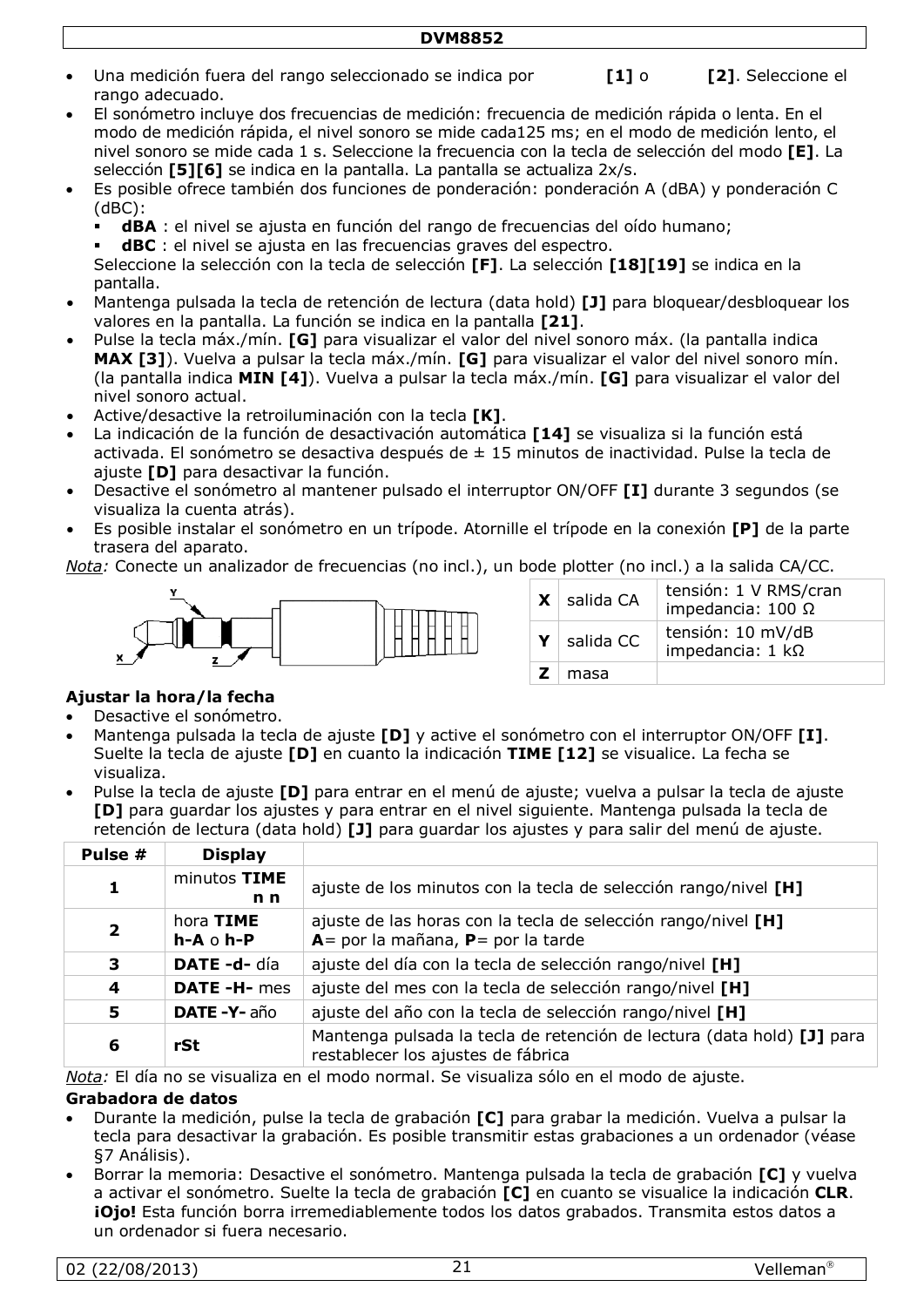- Una medición fuera del rango seleccionado se indica por **[1]** o **[2]**. Seleccione el rango adecuado.
- El sonómetro incluye dos frecuencias de medición: frecuencia de medición rápida o lenta. En el modo de medición rápida, el nivel sonoro se mide cada125 ms; en el modo de medición lento, el nivel sonoro se mide cada 1 s. Seleccione la frecuencia con la tecla de selección del modo **[E]**. La selección **[5][6]** se indica en la pantalla. La pantalla se actualiza 2x/s.
- Es posible ofrece también dos funciones de ponderación: ponderación A (dBA) y ponderación C (dBC):
  - **dBA** : el nivel se ajusta en función del rango de frecuencias del oído humano;
  - **dBC** : el nivel se ajusta en las frecuencias graves del espectro.

  Seleccione la selección con la tecla de selección **[F]**. La selección **[18][19]** se indica en la pantalla.
- Mantenga pulsada la tecla de retención de lectura (data hold) **[J]** para bloquear/desbloquear los valores en la pantalla. La función se indica en la pantalla **[21]**.
- Pulse la tecla máx./mín. **[G]** para visualizar el valor del nivel sonoro máx. (la pantalla indica **MAX [3]**). Vuelva a pulsar la tecla máx./mín. **[G]** para visualizar el valor del nivel sonoro mín. (la pantalla indica **MIN [4]**). Vuelva a pulsar la tecla máx./mín. **[G]** para visualizar el valor del nivel sonoro actual.
- Active/desactive la retroiluminación con la tecla **[K]**.
- La indicación de la función de desactivación automática **[14]** se visualiza si la función está activada. El sonómetro se desactiva después de ± 15 minutos de inactividad. Pulse la tecla de ajuste **[D]** para desactivar la función.
- Desactive el sonómetro al mantener pulsado el interruptor ON/OFF **[I]** durante 3 segundos (se visualiza la cuenta atrás).
- Es posible instalar el sonómetro en un trípode. Atornille el trípode en la conexión **[P]** de la parte trasera del aparato.

*Nota:* Conecte un analizador de frecuencias (no incl.), un bode plotter (no incl.) a la salida CA/CC.

| | | |
|---|---|---|
| **X** | salida CA | tensión: 1 V RMS/cran<br>impedancia: 100 Ω |
| **Y** | salida CC | tensión: 10 mV/dB<br>impedancia: 1 kΩ |
| **Z** | masa | |

**Ajustar la hora/la fecha**

- Desactive el sonómetro.
- Mantenga pulsada la tecla de ajuste **[D]** y active el sonómetro con el interruptor ON/OFF **[I]**. Suelte la tecla de ajuste **[D]** en cuanto la indicación **TIME [12]** se visualice. La fecha se visualiza.
- Pulse la tecla de ajuste **[D]** para entrar en el menú de ajuste; vuelva a pulsar la tecla de ajuste **[D]** para guardar los ajustes y para entrar en el nivel siguiente. Mantenga pulsada la tecla de retención de lectura (data hold) **[J]** para guardar los ajustes y para salir del menú de ajuste.

| Pulse # | Display | |
|---|---|---|
| **1** | minutos **TIME n n** | ajuste de los minutos con la tecla de selección rango/nivel **[H]** |
| **2** | hora **TIME h-A** o **h-P** | ajuste de las horas con la tecla de selección rango/nivel **[H]**<br>**A**= por la mañana, **P**= por la tarde |
| **3** | **DATE -d-** día | ajuste del día con la tecla de selección rango/nivel **[H]** |
| **4** | **DATE -H-** mes | ajuste del mes con la tecla de selección rango/nivel **[H]** |
| **5** | **DATE -Y-** año | ajuste del año con la tecla de selección rango/nivel **[H]** |
| **6** | **rSt** | Mantenga pulsada la tecla de retención de lectura (data hold) **[J]** para restablecer los ajustes de fábrica |

*Nota:* El día no se visualiza en el modo normal. Se visualiza sólo en el modo de ajuste.

**Grabadora de datos**

- Durante la medición, pulse la tecla de grabación **[C]** para grabar la medición. Vuelva a pulsar la tecla para desactivar la grabación. Es posible transmitir estas grabaciones a un ordenador (véase §7 Análisis).
- Borrar la memoria: Desactive el sonómetro. Mantenga pulsada la tecla de grabación **[C]** y vuelva a activar el sonómetro. Suelte la tecla de grabación **[C]** en cuanto se visualice la indicación **CLR**. **¡Ojo!** Esta función borra irremediablemente todos los datos grabados. Transmita estos datos a un ordenador si fuera necesario.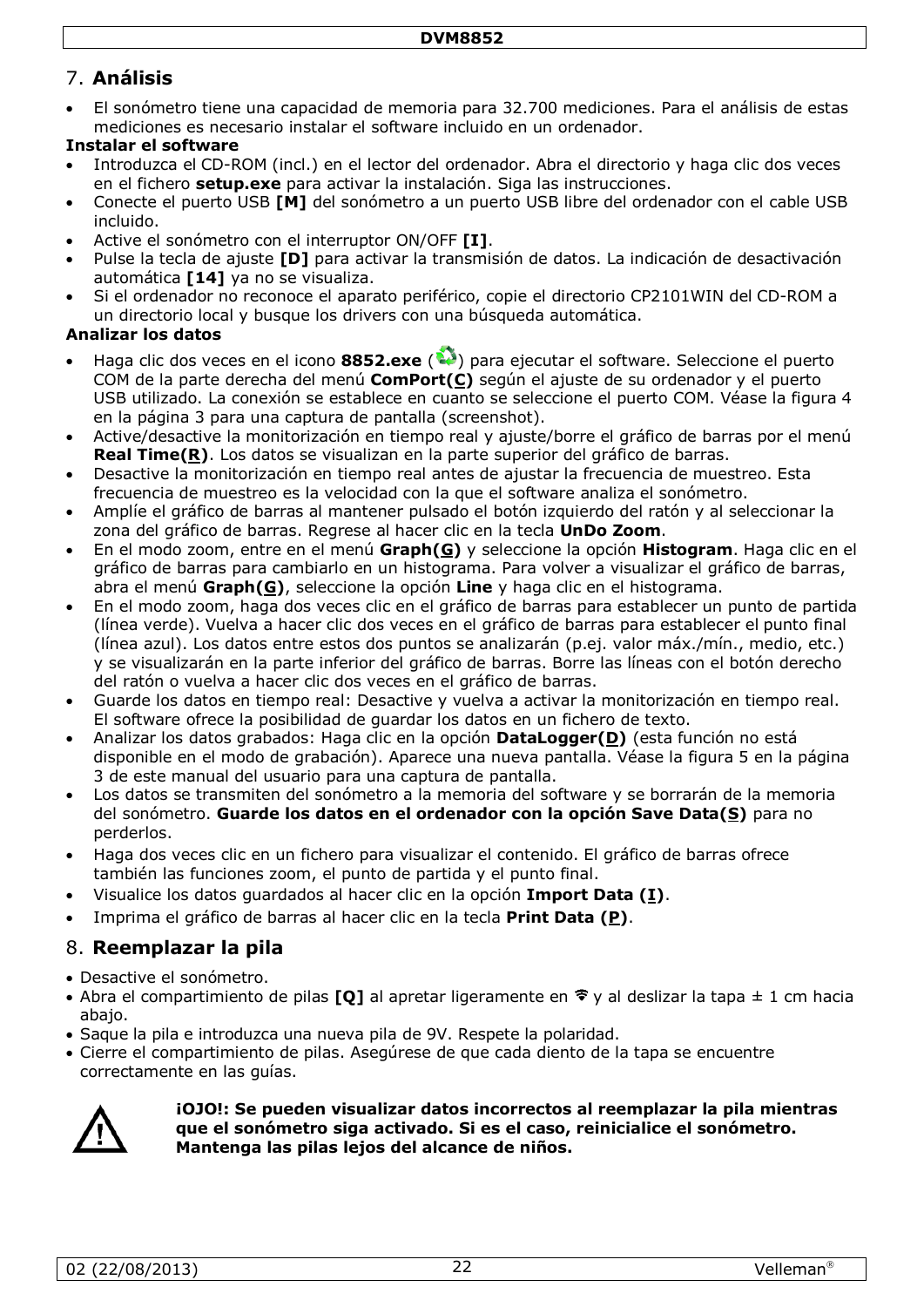## 7. **Análisis**

- El sonómetro tiene una capacidad de memoria para 32.700 mediciones. Para el análisis de estas mediciones es necesario instalar el software incluido en un ordenador.

**Instalar el software**

- Introduzca el CD-ROM (incl.) en el lector del ordenador. Abra el directorio y haga clic dos veces en el fichero **setup.exe** para activar la instalación. Siga las instrucciones.
- Conecte el puerto USB **[M]** del sonómetro a un puerto USB libre del ordenador con el cable USB incluido.
- Active el sonómetro con el interruptor ON/OFF **[I]**.
- Pulse la tecla de ajuste **[D]** para activar la transmisión de datos. La indicación de desactivación automática **[14]** ya no se visualiza.
- Si el ordenador no reconoce el aparato periférico, copie el directorio CP2101WIN del CD-ROM a un directorio local y busque los drivers con una búsqueda automática.

**Analizar los datos**

- Haga clic dos veces en el icono **8852.exe** ( ) para ejecutar el software. Seleccione el puerto COM de la parte derecha del menú **ComPort(C)** según el ajuste de su ordenador y el puerto USB utilizado. La conexión se establece en cuanto se seleccione el puerto COM. Véase la figura 4 en la página 3 para una captura de pantalla (screenshot).
- Active/desactive la monitorización en tiempo real y ajuste/borre el gráfico de barras por el menú **Real Time(R)**. Los datos se visualizan en la parte superior del gráfico de barras.
- Desactive la monitorización en tiempo real antes de ajustar la frecuencia de muestreo. Esta frecuencia de muestreo es la velocidad con la que el software analiza el sonómetro.
- Amplíe el gráfico de barras al mantener pulsado el botón izquierdo del ratón y al seleccionar la zona del gráfico de barras. Regrese al hacer clic en la tecla **UnDo Zoom**.
- En el modo zoom, entre en el menú **Graph(G)** y seleccione la opción **Histogram**. Haga clic en el gráfico de barras para cambiarlo en un histograma. Para volver a visualizar el gráfico de barras, abra el menú **Graph(G)**, seleccione la opción **Line** y haga clic en el histograma.
- En el modo zoom, haga dos veces clic en el gráfico de barras para establecer un punto de partida (línea verde). Vuelva a hacer clic dos veces en el gráfico de barras para establecer el punto final (línea azul). Los datos entre estos dos puntos se analizarán (p.ej. valor máx./mín., medio, etc.) y se visualizarán en la parte inferior del gráfico de barras. Borre las líneas con el botón derecho del ratón o vuelva a hacer clic dos veces en el gráfico de barras.
- Guarde los datos en tiempo real: Desactive y vuelva a activar la monitorización en tiempo real. El software ofrece la posibilidad de guardar los datos en un fichero de texto.
- Analizar los datos grabados: Haga clic en la opción **DataLogger(D)** (esta función no está disponible en el modo de grabación). Aparece una nueva pantalla. Véase la figura 5 en la página 3 de este manual del usuario para una captura de pantalla.
- Los datos se transmiten del sonómetro a la memoria del software y se borrarán de la memoria del sonómetro. **Guarde los datos en el ordenador con la opción Save Data(S)** para no perderlos.
- Haga dos veces clic en un fichero para visualizar el contenido. El gráfico de barras ofrece también las funciones zoom, el punto de partida y el punto final.
- Visualice los datos guardados al hacer clic en la opción **Import Data (I)**.
- Imprima el gráfico de barras al hacer clic en la tecla **Print Data (P)**.

## 8. **Reemplazar la pila**

- Desactive el sonómetro.
- Abra el compartimiento de pilas **[Q]** al apretar ligeramente en ⇑ y al deslizar la tapa ± 1 cm hacia abajo.
- Saque la pila e introduzca una nueva pila de 9V. Respete la polaridad.
- Cierre el compartimiento de pilas. Asegúrese de que cada diento de la tapa se encuentre correctamente en las guías.

**¡OJO!: Se pueden visualizar datos incorrectos al reemplazar la pila mientras que el sonómetro siga activado. Si es el caso, reinicialice el sonómetro. Mantenga las pilas lejos del alcance de niños.**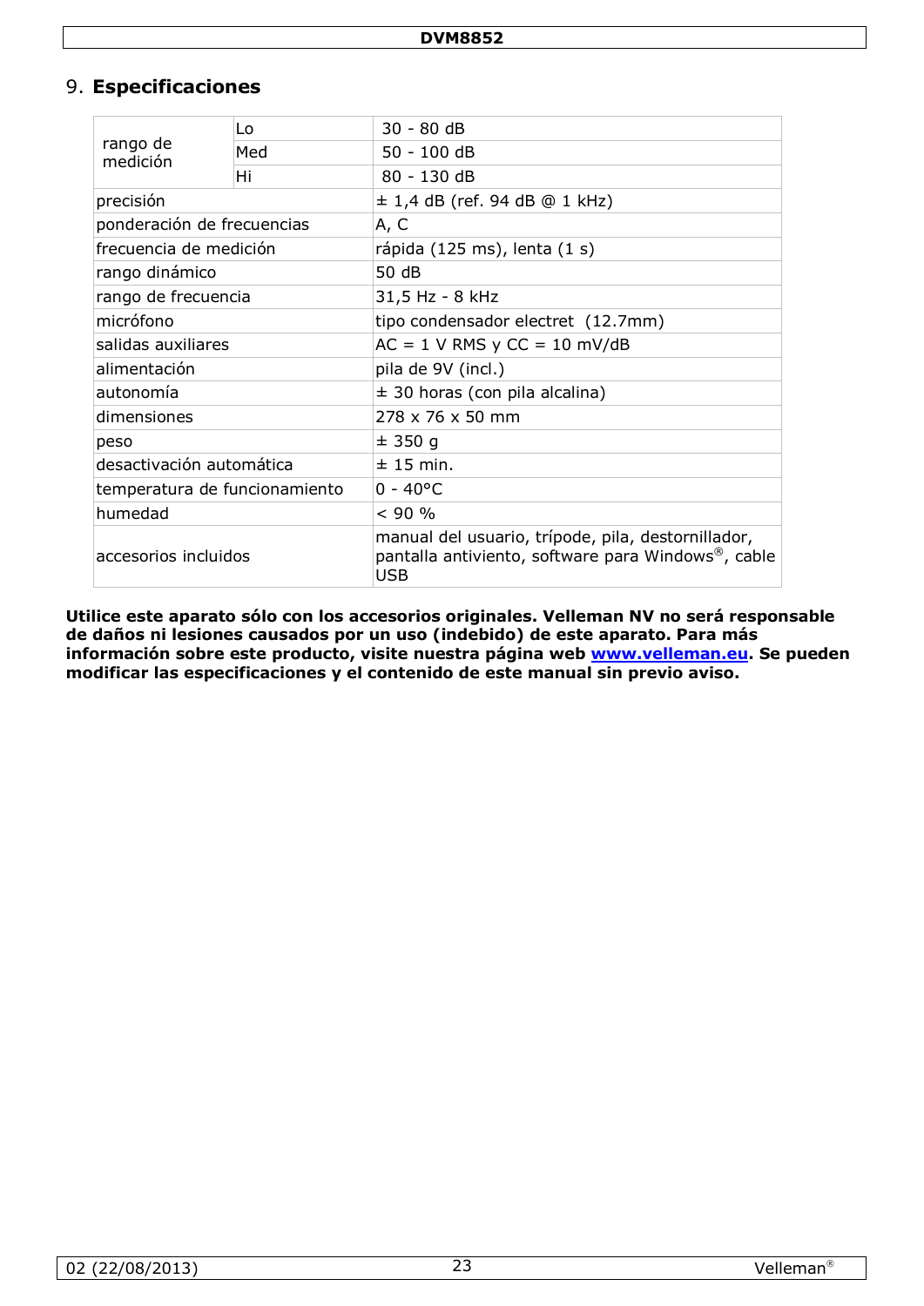## 9. Especificaciones

| | | |
|---|---|---|
| rango de medición | Lo | 30 - 80 dB |
| | Med | 50 - 100 dB |
| | Hi | 80 - 130 dB |
| precisión | | ± 1,4 dB (ref. 94 dB @ 1 kHz) |
| ponderación de frecuencias | | A, C |
| frecuencia de medición | | rápida (125 ms), lenta (1 s) |
| rango dinámico | | 50 dB |
| rango de frecuencia | | 31,5 Hz - 8 kHz |
| micrófono | | tipo condensador electret (12.7mm) |
| salidas auxiliares | | AC = 1 V RMS y CC = 10 mV/dB |
| alimentación | | pila de 9V (incl.) |
| autonomía | | ± 30 horas (con pila alcalina) |
| dimensiones | | 278 x 76 x 50 mm |
| peso | | ± 350 g |
| desactivación automática | | ± 15 min. |
| temperatura de funcionamiento | | 0 - 40°C |
| humedad | | < 90 % |
| accesorios incluidos | | manual del usuario, trípode, pila, destornillador, pantalla antiviento, software para Windows®, cable USB |

**Utilice este aparato sólo con los accesorios originales. Velleman NV no será responsable de daños ni lesiones causados por un uso (indebido) de este aparato. Para más información sobre este producto, visite nuestra página web www.velleman.eu. Se pueden modificar las especificaciones y el contenido de este manual sin previo aviso.**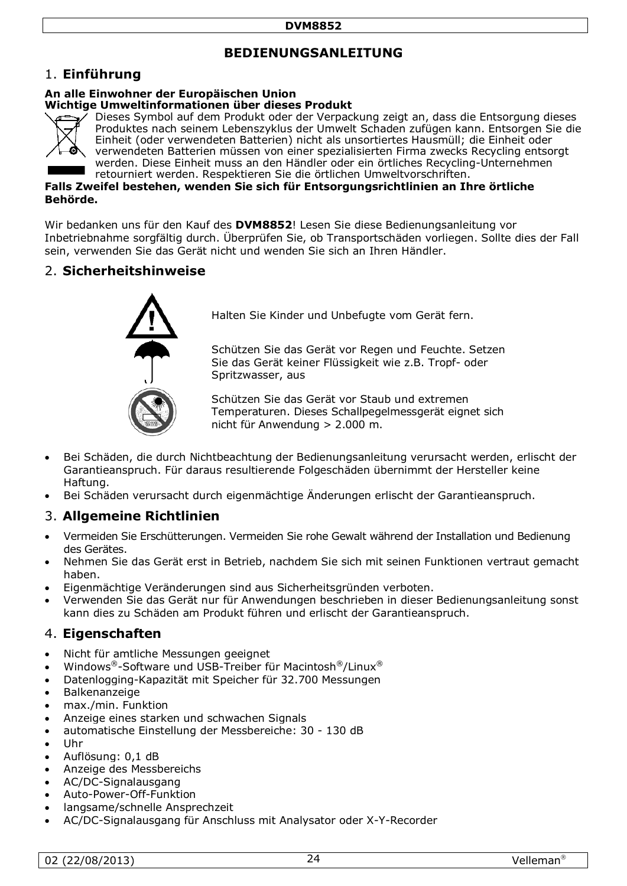# BEDIENUNGSANLEITUNG

## 1. Einführung

**An alle Einwohner der Europäischen Union**
**Wichtige Umweltinformationen über dieses Produkt**

Dieses Symbol auf dem Produkt oder der Verpackung zeigt an, dass die Entsorgung dieses Produktes nach seinem Lebenszyklus der Umwelt Schaden zufügen kann. Entsorgen Sie die Einheit (oder verwendeten Batterien) nicht als unsortiertes Hausmüll; die Einheit oder verwendeten Batterien müssen von einer spezialisierten Firma zwecks Recycling entsorgt werden. Diese Einheit muss an den Händler oder ein örtliches Recycling-Unternehmen retourniert werden. Respektieren Sie die örtlichen Umweltvorschriften.

**Falls Zweifel bestehen, wenden Sie sich für Entsorgungsrichtlinien an Ihre örtliche Behörde.**

Wir bedanken uns für den Kauf des **DVM8852**! Lesen Sie diese Bedienungsanleitung vor Inbetriebnahme sorgfältig durch. Überprüfen Sie, ob Transportschäden vorliegen. Sollte dies der Fall sein, verwenden Sie das Gerät nicht und wenden Sie sich an Ihren Händler.

## 2. Sicherheitshinweise

Halten Sie Kinder und Unbefugte vom Gerät fern.

Schützen Sie das Gerät vor Regen und Feuchte. Setzen Sie das Gerät keiner Flüssigkeit wie z.B. Tropf- oder Spritzwasser, aus

Schützen Sie das Gerät vor Staub und extremen Temperaturen. Dieses Schallpegelmessgerät eignet sich nicht für Anwendung > 2.000 m.

- Bei Schäden, die durch Nichtbeachtung der Bedienungsanleitung verursacht werden, erlischt der Garantieanspruch. Für daraus resultierende Folgeschäden übernimmt der Hersteller keine Haftung.
- Bei Schäden verursacht durch eigenmächtige Änderungen erlischt der Garantieanspruch.

## 3. Allgemeine Richtlinien

- Vermeiden Sie Erschütterungen. Vermeiden Sie rohe Gewalt während der Installation und Bedienung des Gerätes.
- Nehmen Sie das Gerät erst in Betrieb, nachdem Sie sich mit seinen Funktionen vertraut gemacht haben.
- Eigenmächtige Veränderungen sind aus Sicherheitsgründen verboten.
- Verwenden Sie das Gerät nur für Anwendungen beschrieben in dieser Bedienungsanleitung sonst kann dies zu Schäden am Produkt führen und erlischt der Garantieanspruch.

## 4. Eigenschaften

- Nicht für amtliche Messungen geeignet
- Windows®-Software und USB-Treiber für Macintosh®/Linux®
- Datenlogging-Kapazität mit Speicher für 32.700 Messungen
- Balkenanzeige
- max./min. Funktion
- Anzeige eines starken und schwachen Signals
- automatische Einstellung der Messbereiche: 30 - 130 dB
- Uhr
- Auflösung: 0,1 dB
- Anzeige des Messbereichs
- AC/DC-Signalausgang
- Auto-Power-Off-Funktion
- langsame/schnelle Ansprechzeit
- AC/DC-Signalausgang für Anschluss mit Analysator oder X-Y-Recorder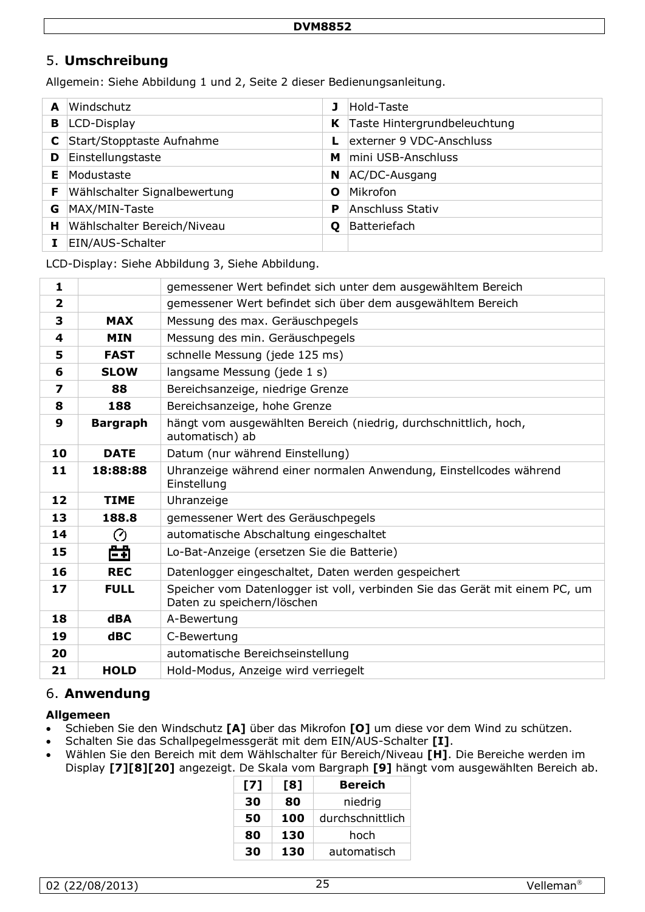## 5. Umschreibung

Allgemein: Siehe Abbildung 1 und 2, Seite 2 dieser Bedienungsanleitung.

| | | | |
|---|---|---|---|
| **A** | Windschutz | **J** | Hold-Taste |
| **B** | LCD-Display | **K** | Taste Hintergrundbeleuchtung |
| **C** | Start/Stopptaste Aufnahme | **L** | externer 9 VDC-Anschluss |
| **D** | Einstellungstaste | **M** | mini USB-Anschluss |
| **E** | Modustaste | **N** | AC/DC-Ausgang |
| **F** | Wählschalter Signalbewertung | **O** | Mikrofon |
| **G** | MAX/MIN-Taste | **P** | Anschluss Stativ |
| **H** | Wählschalter Bereich/Niveau | **Q** | Batteriefach |
| **I** | EIN/AUS-Schalter | | |

LCD-Display: Siehe Abbildung 3, Siehe Abbildung.

| | | |
|---|---|---|
| **1** | | gemessener Wert befindet sich unter dem ausgewähltem Bereich |
| **2** | | gemessener Wert befindet sich über dem ausgewähltem Bereich |
| **3** | **MAX** | Messung des max. Geräuschpegels |
| **4** | **MIN** | Messung des min. Geräuschpegels |
| **5** | **FAST** | schnelle Messung (jede 125 ms) |
| **6** | **SLOW** | langsame Messung (jede 1 s) |
| **7** | **88** | Bereichsanzeige, niedrige Grenze |
| **8** | **188** | Bereichsanzeige, hohe Grenze |
| **9** | **Bargraph** | hängt vom ausgewählten Bereich (niedrig, durchschnittlich, hoch, automatisch) ab |
| **10** | **DATE** | Datum (nur während Einstellung) |
| **11** | **18:88:88** | Uhranzeige während einer normalen Anwendung, Einstellcodes während Einstellung |
| **12** | **TIME** | Uhranzeige |
| **13** | **188.8** | gemessener Wert des Geräuschpegels |
| **14** | | automatische Abschaltung eingeschaltet |
| **15** | | Lo-Bat-Anzeige (ersetzen Sie die Batterie) |
| **16** | **REC** | Datenlogger eingeschaltet, Daten werden gespeichert |
| **17** | **FULL** | Speicher vom Datenlogger ist voll, verbinden Sie das Gerät mit einem PC, um Daten zu speichern/löschen |
| **18** | **dBA** | A-Bewertung |
| **19** | **dBC** | C-Bewertung |
| **20** | | automatische Bereichseinstellung |
| **21** | **HOLD** | Hold-Modus, Anzeige wird verriegelt |

## 6. Anwendung

**Allgemeen**

- Schieben Sie den Windschutz **[A]** über das Mikrofon **[O]** um diese vor dem Wind zu schützen.
- Schalten Sie das Schallpegelmessgerät mit dem EIN/AUS-Schalter **[I]**.
- Wählen Sie den Bereich mit dem Wählschalter für Bereich/Niveau **[H]**. Die Bereiche werden im Display **[7][8][20]** angezeigt. De Skala vom Bargraph **[9]** hängt vom ausgewählten Bereich ab.

| [7] | [8] | Bereich |
|---|---|---|
| **30** | **80** | niedrig |
| **50** | **100** | durchschnittlich |
| **80** | **130** | hoch |
| **30** | **130** | automatisch |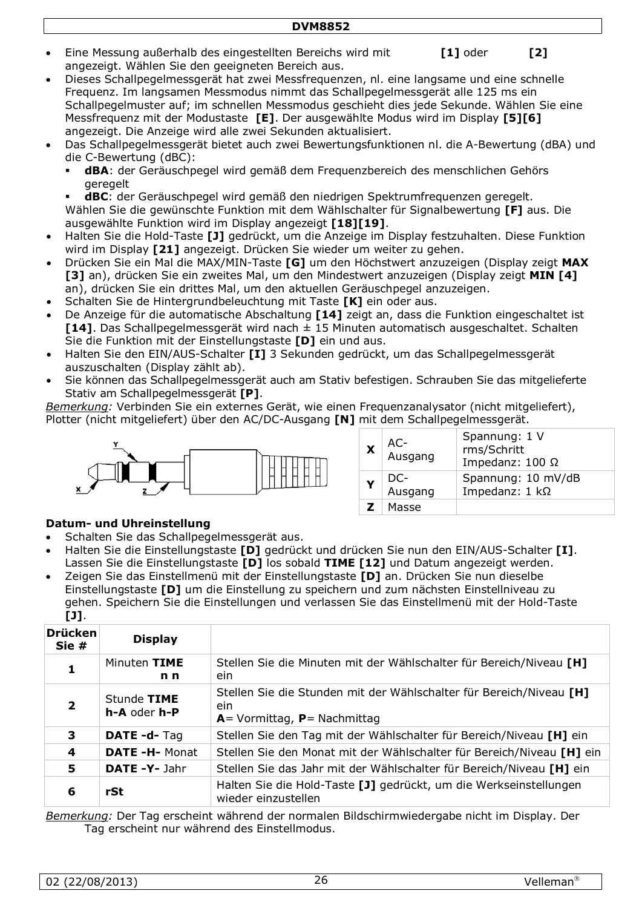- Eine Messung außerhalb des eingestellten Bereichs wird mit [1] oder [2] angezeigt. Wählen Sie den geeigneten Bereich aus.
- Dieses Schallpegelmessgerät hat zwei Messfrequenzen, nl. eine langsame und eine schnelle Frequenz. Im langsamen Messmodus nimmt das Schallpegelmessgerät alle 125 ms ein Schallpegelmuster auf; im schnellen Messmodus geschieht dies jede Sekunde. Wählen Sie eine Messfrequenz mit der Modustaste **[E]**. Der ausgewählte Modus wird im Display **[5][6]** angezeigt. Die Anzeige wird alle zwei Sekunden aktualisiert.
- Das Schallpegelmessgerät bietet auch zwei Bewertungsfunktionen nl. die A-Bewertung (dBA) und die C-Bewertung (dBC):
  - **dBA**: der Geräuschpegel wird gemäß dem Frequenzbereich des menschlichen Gehörs geregelt
  - **dBC**: der Geräuschpegel wird gemäß den niedrigen Spektrumfrequenzen geregelt.

  Wählen Sie die gewünschte Funktion mit dem Wählschalter für Signalbewertung **[F]** aus. Die ausgewählte Funktion wird im Display angezeigt **[18][19]**.
- Halten Sie die Hold-Taste **[J]** gedrückt, um die Anzeige im Display festzuhalten. Diese Funktion wird im Display **[21]** angezeigt. Drücken Sie wieder um weiter zu gehen.
- Drücken Sie ein Mal die MAX/MIN-Taste **[G]** um den Höchstwert anzuzeigen (Display zeigt **MAX [3]** an), drücken Sie ein zweites Mal, um den Mindestwert anzuzeigen (Display zeigt **MIN [4]** an), drücken Sie ein drittes Mal, um den aktuellen Geräuschpegel anzuzeigen.
- Schalten Sie de Hintergrundbeleuchtung mit Taste **[K]** ein oder aus.
- De Anzeige für die automatische Abschaltung **[14]** zeigt an, dass die Funktion eingeschaltet ist **[14]**. Das Schallpegelmessgerät wird nach ± 15 Minuten automatisch ausgeschaltet. Schalten Sie die Funktion mit der Einstellungstaste **[D]** ein und aus.
- Halten Sie den EIN/AUS-Schalter **[I]** 3 Sekunden gedrückt, um das Schallpegelmessgerät auszuschalten (Display zählt ab).
- Sie können das Schallpegelmessgerät auch am Stativ befestigen. Schrauben Sie das mitgelieferte Stativ am Schallpegelmessgerät **[P]**.

*Bemerkung:* Verbinden Sie ein externes Gerät, wie einen Frequenzanalysator (nicht mitgeliefert), Plotter (nicht mitgeliefert) über den AC/DC-Ausgang **[N]** mit dem Schallpegelmessgerät.

| | | |
|---|---|---|
| **X** | AC-Ausgang | Spannung: 1 V rms/Schritt<br>Impedanz: 100 Ω |
| **Y** | DC-Ausgang | Spannung: 10 mV/dB<br>Impedanz: 1 kΩ |
| **Z** | Masse | |

**Datum- und Uhreinstellung**

- Schalten Sie das Schallpegelmessgerät aus.
- Halten Sie die Einstellungstaste **[D]** gedrückt und drücken Sie nun den EIN/AUS-Schalter **[I]**. Lassen Sie die Einstellungstaste **[D]** los sobald **TIME [12]** und Datum angezeigt werden.
- Zeigen Sie das Einstellmenü mit der Einstellungstaste **[D]** an. Drücken Sie nun dieselbe Einstellungstaste **[D]** um die Einstellung zu speichern und zum nächsten Einstellniveau zu gehen. Speichern Sie die Einstellungen und verlassen Sie das Einstellmenü mit der Hold-Taste **[J]**.

| Drücken Sie # | Display | |
|---|---|---|
| **1** | Minuten **TIME n n** | Stellen Sie die Minuten mit der Wählschalter für Bereich/Niveau **[H]** ein |
| **2** | Stunde **TIME h-A** oder **h-P** | Stellen Sie die Stunden mit der Wählschalter für Bereich/Niveau **[H]** ein<br>**A**= Vormittag, **P**= Nachmittag |
| **3** | **DATE -d-** Tag | Stellen Sie den Tag mit der Wählschalter für Bereich/Niveau **[H]** ein |
| **4** | **DATE -H-** Monat | Stellen Sie den Monat mit der Wählschalter für Bereich/Niveau **[H]** ein |
| **5** | **DATE -Y-** Jahr | Stellen Sie das Jahr mit der Wählschalter für Bereich/Niveau **[H]** ein |
| **6** | **rSt** | Halten Sie die Hold-Taste **[J]** gedrückt, um die Werkseinstellungen wieder einzustellen |

*Bemerkung:* Der Tag erscheint während der normalen Bildschirmwiedergabe nicht im Display. Der Tag erscheint nur während des Einstellmodus.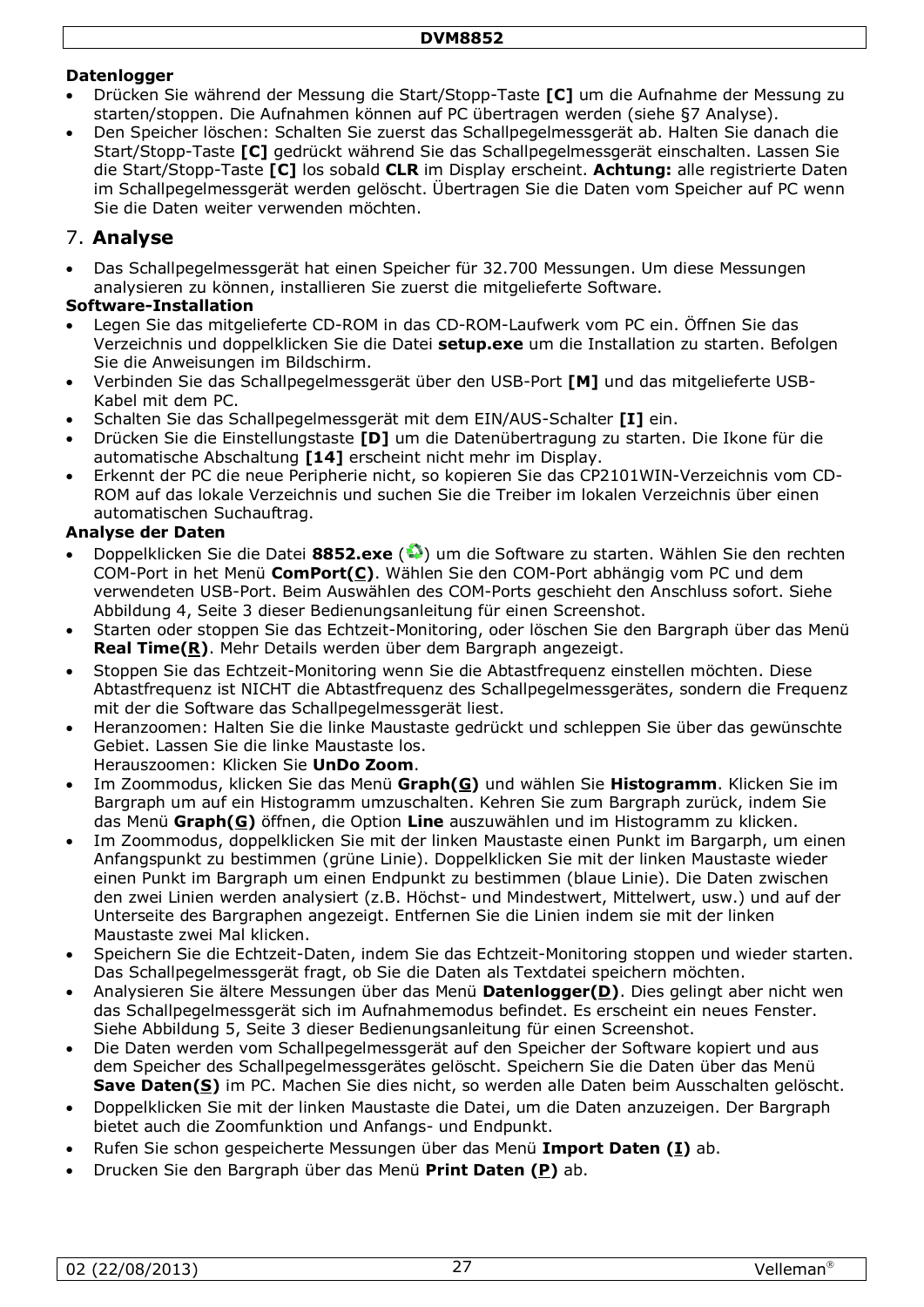**Datenlogger**

- Drücken Sie während der Messung die Start/Stopp-Taste **[C]** um die Aufnahme der Messung zu starten/stoppen. Die Aufnahmen können auf PC übertragen werden (siehe §7 Analyse).
- Den Speicher löschen: Schalten Sie zuerst das Schallpegelmessgerät ab. Halten Sie danach die Start/Stopp-Taste **[C]** gedrückt während Sie das Schallpegelmessgerät einschalten. Lassen Sie die Start/Stopp-Taste **[C]** los sobald **CLR** im Display erscheint. **Achtung:** alle registrierte Daten im Schallpegelmessgerät werden gelöscht. Übertragen Sie die Daten vom Speicher auf PC wenn Sie die Daten weiter verwenden möchten.

## 7. Analyse

- Das Schallpegelmessgerät hat einen Speicher für 32.700 Messungen. Um diese Messungen analysieren zu können, installieren Sie zuerst die mitgelieferte Software.

**Software-Installation**

- Legen Sie das mitgelieferte CD-ROM in das CD-ROM-Laufwerk vom PC ein. Öffnen Sie das Verzeichnis und doppelklicken Sie die Datei **setup.exe** um die Installation zu starten. Befolgen Sie die Anweisungen im Bildschirm.
- Verbinden Sie das Schallpegelmessgerät über den USB-Port **[M]** und das mitgelieferte USB-Kabel mit dem PC.
- Schalten Sie das Schallpegelmessgerät mit dem EIN/AUS-Schalter **[I]** ein.
- Drücken Sie die Einstellungstaste **[D]** um die Datenübertragung zu starten. Die Ikone für die automatische Abschaltung **[14]** erscheint nicht mehr im Display.
- Erkennt der PC die neue Peripherie nicht, so kopieren Sie das CP2101WIN-Verzeichnis vom CD-ROM auf das lokale Verzeichnis und suchen Sie die Treiber im lokalen Verzeichnis über einen automatischen Suchauftrag.

**Analyse der Daten**

- Doppelklicken Sie die Datei **8852.exe** ( ) um die Software zu starten. Wählen Sie den rechten COM-Port in het Menü **ComPort(C)**. Wählen Sie den COM-Port abhängig vom PC und dem verwendeten USB-Port. Beim Auswählen des COM-Ports geschieht den Anschluss sofort. Siehe Abbildung 4, Seite 3 dieser Bedienungsanleitung für einen Screenshot.
- Starten oder stoppen Sie das Echtzeit-Monitoring, oder löschen Sie den Bargraph über das Menü **Real Time(R)**. Mehr Details werden über dem Bargraph angezeigt.
- Stoppen Sie das Echtzeit-Monitoring wenn Sie die Abtastfrequenz einstellen möchten. Diese Abtastfrequenz ist NICHT die Abtastfrequenz des Schallpegelmessgerätes, sondern die Frequenz mit der die Software das Schallpegelmessgerät liest.
- Heranzoomen: Halten Sie die linke Maustaste gedrückt und schleppen Sie über das gewünschte Gebiet. Lassen Sie die linke Maustaste los.
  Herauszoomen: Klicken Sie **UnDo Zoom**.
- Im Zoommodus, klicken Sie das Menü **Graph(G)** und wählen Sie **Histogramm**. Klicken Sie im Bargraph um auf ein Histogramm umzuschalten. Kehren Sie zum Bargraph zurück, indem Sie das Menü **Graph(G)** öffnen, die Option **Line** auszuwählen und im Histogramm zu klicken.
- Im Zoommodus, doppelklicken Sie mit der linken Maustaste einen Punkt im Bargarph, um einen Anfangspunkt zu bestimmen (grüne Linie). Doppelklicken Sie mit der linken Maustaste wieder einen Punkt im Bargraph um einen Endpunkt zu bestimmen (blaue Linie). Die Daten zwischen den zwei Linien werden analysiert (z.B. Höchst- und Mindestwert, Mittelwert, usw.) und auf der Unterseite des Bargraphen angezeigt. Entfernen Sie die Linien indem sie mit der linken Maustaste zwei Mal klicken.
- Speichern Sie die Echtzeit-Daten, indem Sie das Echtzeit-Monitoring stoppen und wieder starten. Das Schallpegelmessgerät fragt, ob Sie die Daten als Textdatei speichern möchten.
- Analysieren Sie ältere Messungen über das Menü **Datenlogger(D)**. Dies gelingt aber nicht wen das Schallpegelmessgerät sich im Aufnahmemodus befindet. Es erscheint ein neues Fenster. Siehe Abbildung 5, Seite 3 dieser Bedienungsanleitung für einen Screenshot.
- Die Daten werden vom Schallpegelmessgerät auf den Speicher der Software kopiert und aus dem Speicher des Schallpegelmessgerätes gelöscht. Speichern Sie die Daten über das Menü **Save Daten(S)** im PC. Machen Sie dies nicht, so werden alle Daten beim Ausschalten gelöscht.
- Doppelklicken Sie mit der linken Maustaste die Datei, um die Daten anzuzeigen. Der Bargraph bietet auch die Zoomfunktion und Anfangs- und Endpunkt.
- Rufen Sie schon gespeicherte Messungen über das Menü **Import Daten (I)** ab.
- Drucken Sie den Bargraph über das Menü **Print Daten (P)** ab.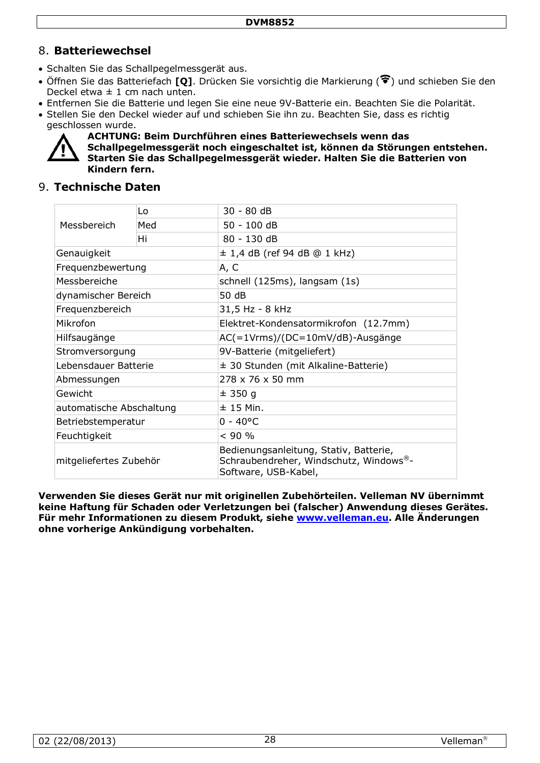## 8. Batteriewechsel

- Schalten Sie das Schallpegelmessgerät aus.
- Öffnen Sie das Batteriefach **[Q]**. Drücken Sie vorsichtig die Markierung (ᯤ) und schieben Sie den Deckel etwa ± 1 cm nach unten.
- Entfernen Sie die Batterie und legen Sie eine neue 9V-Batterie ein. Beachten Sie die Polarität.
- Stellen Sie den Deckel wieder auf und schieben Sie ihn zu. Beachten Sie, dass es richtig geschlossen wurde.

**ACHTUNG: Beim Durchführen eines Batteriewechsels wenn das Schallpegelmessgerät noch eingeschaltet ist, können da Störungen entstehen. Starten Sie das Schallpegelmessgerät wieder. Halten Sie die Batterien von Kindern fern.**

## 9. Technische Daten

| | | |
|---|---|---|
| Messbereich | Lo | 30 - 80 dB |
| | Med | 50 - 100 dB |
| | Hi | 80 - 130 dB |
| Genauigkeit | | ± 1,4 dB (ref 94 dB @ 1 kHz) |
| Frequenzbewertung | | A, C |
| Messbereiche | | schnell (125ms), langsam (1s) |
| dynamischer Bereich | | 50 dB |
| Frequenzbereich | | 31,5 Hz - 8 kHz |
| Mikrofon | | Elektret-Kondensatormikrofon (12.7mm) |
| Hilfsaugänge | | AC(=1Vrms)/(DC=10mV/dB)-Ausgänge |
| Stromversorgung | | 9V-Batterie (mitgeliefert) |
| Lebensdauer Batterie | | ± 30 Stunden (mit Alkaline-Batterie) |
| Abmessungen | | 278 x 76 x 50 mm |
| Gewicht | | ± 350 g |
| automatische Abschaltung | | ± 15 Min. |
| Betriebstemperatur | | 0 - 40°C |
| Feuchtigkeit | | < 90 % |
| mitgeliefertes Zubehör | | Bedienungsanleitung, Stativ, Batterie, Schraubendreher, Windschutz, Windows®-Software, USB-Kabel, |

**Verwenden Sie dieses Gerät nur mit originellen Zubehörteilen. Velleman NV übernimmt keine Haftung für Schaden oder Verletzungen bei (falscher) Anwendung dieses Gerätes. Für mehr Informationen zu diesem Produkt, siehe [www.velleman.eu](http://www.velleman.eu). Alle Änderungen ohne vorherige Ankündigung vorbehalten.**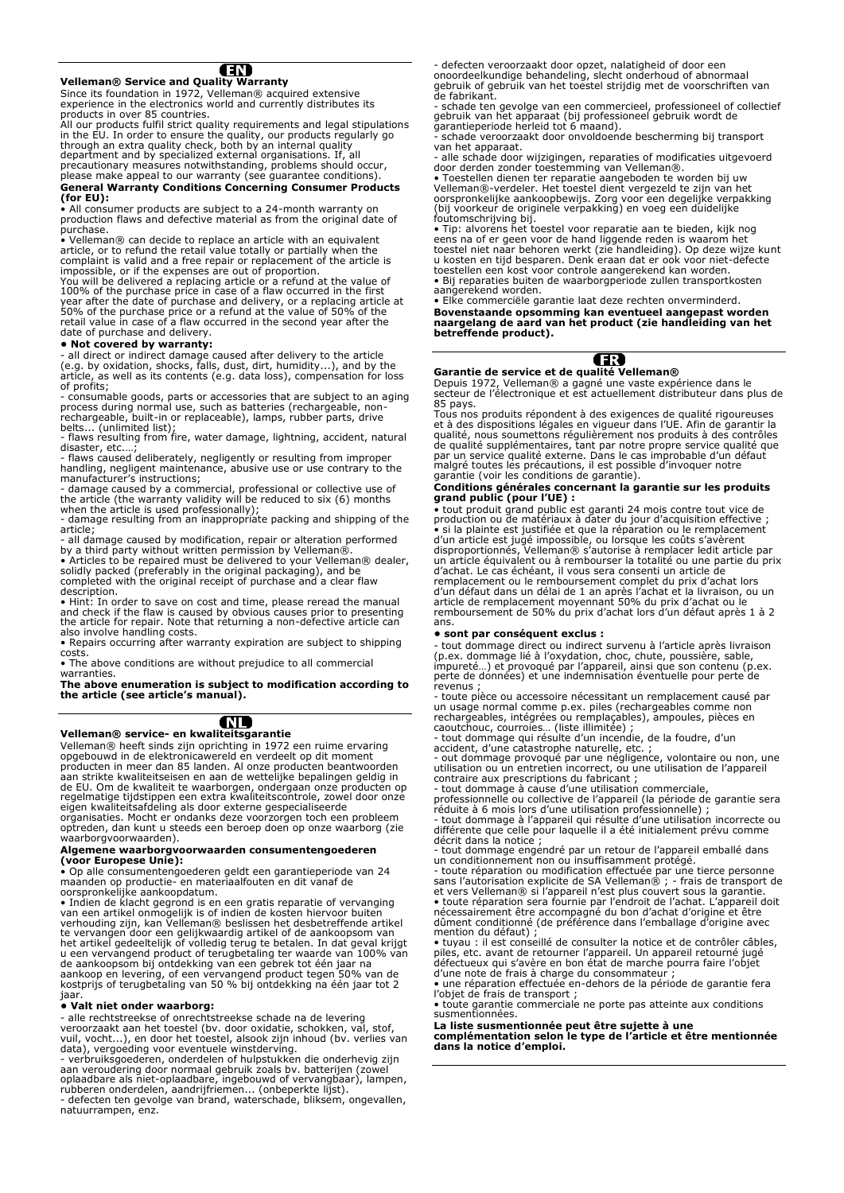## EN

### Velleman® Service and Quality Warranty

Since its foundation in 1972, Velleman® acquired extensive experience in the electronics world and currently distributes its products in over 85 countries.

All our products fulfil strict quality requirements and legal stipulations in the EU. In order to ensure the quality, our products regularly go through an extra quality check, both by an internal quality department and by specialized external organisations. If, all precautionary measures notwithstanding, problems should occur, please make appeal to our warranty (see guarantee conditions).

**General Warranty Conditions Concerning Consumer Products (for EU):**

• All consumer products are subject to a 24-month warranty on production flaws and defective material as from the original date of purchase.

• Velleman® can decide to replace an article with an equivalent article, or to refund the retail value totally or partially when the complaint is valid and a free repair or replacement of the article is impossible, or if the expenses are out of proportion.

You will be delivered a replacing article or a refund at the value of 100% of the purchase price in case of a flaw occurred in the first year after the date of purchase and delivery, or a replacing article at 50% of the purchase price or a refund at the value of 50% of the retail value in case of a flaw occurred in the second year after the date of purchase and delivery.

**• Not covered by warranty:**

- all direct or indirect damage caused after delivery to the article (e.g. by oxidation, shocks, falls, dust, dirt, humidity...), and by the article, as well as its contents (e.g. data loss), compensation for loss of profits;
- consumable goods, parts or accessories that are subject to an aging process during normal use, such as batteries (rechargeable, non-rechargeable, built-in or replaceable), lamps, rubber parts, drive belts... (unlimited list);
- flaws resulting from fire, water damage, lightning, accident, natural disaster, etc.…;
- flaws caused deliberately, negligently or resulting from improper handling, negligent maintenance, abusive use or use contrary to the manufacturer's instructions;
- damage caused by a commercial, professional or collective use of the article (the warranty validity will be reduced to six (6) months when the article is used professionally);
- damage resulting from an inappropriate packing and shipping of the article;
- all damage caused by modification, repair or alteration performed by a third party without written permission by Velleman®.

• Articles to be repaired must be delivered to your Velleman® dealer, solidly packed (preferably in the original packaging), and be completed with the original receipt of purchase and a clear flaw description.

• Hint: In order to save on cost and time, please reread the manual and check if the flaw is caused by obvious causes prior to presenting the article for repair. Note that returning a non-defective article can also involve handling costs.

• Repairs occurring after warranty expiration are subject to shipping costs.

• The above conditions are without prejudice to all commercial warranties.

**The above enumeration is subject to modification according to the article (see article's manual).**

## NL

### Velleman® service- en kwaliteitsgarantie

Velleman® heeft sinds zijn oprichting in 1972 een ruime ervaring opgebouwd in de elektronicawereld en verdeelt op dit moment producten in meer dan 85 landen. Al onze producten beantwoorden aan strikte kwaliteitseisen en aan de wettelijke bepalingen geldig in de EU. Om de kwaliteit te waarborgen, ondergaan onze producten op regelmatige tijdstippen een extra kwaliteitscontrole, zowel door onze eigen kwaliteitsafdeling als door externe gespecialiseerde organisaties. Mocht er ondanks deze voorzorgen toch een probleem optreden, dan kunt u steeds een beroep doen op onze waarborg (zie waarborgvoorwaarden).

**Algemene waarborgvoorwaarden consumentengoederen (voor Europese Unie):**

• Op alle consumentengoederen geldt een garantieperiode van 24 maanden op productie- en materiaalfouten en dit vanaf de oorspronkelijke aankoopdatum.

• Indien de klacht gegrond is en een gratis reparatie of vervanging van een artikel onmogelijk is of indien de kosten hiervoor buiten verhouding zijn, kan Velleman® beslissen het desbetreffende artikel te vervangen door een gelijkwaardig artikel of de aankoopsom van het artikel gedeeltelijk of volledig terug te betalen. In dat geval krijgt u een vervangend product of terugbetaling ter waarde van 100% van de aankoopsom bij ontdekking van een gebrek tot één jaar na aankoop en levering, of een vervangend product tegen 50% van de kostprijs of terugbetaling van 50 % bij ontdekking na één jaar tot 2 jaar.

**• Valt niet onder waarborg:**

- alle rechtstreekse of onrechtstreekse schade na de levering veroorzaakt aan het toestel (bv. door oxidatie, schokken, val, stof, vuil, vocht...), en door het toestel, alsook zijn inhoud (bv. verlies van data), vergoeding voor eventuele winstderving.
- verbruiksgoederen, onderdelen of hulpstukken die onderhevig zijn aan veroudering door normaal gebruik zoals bv. batterijen (zowel oplaadbare als niet-oplaadbare, ingebouwd of vervangbaar), lampen, rubberen onderdelen, aandrijfriemen... (onbeperkte lijst).
- defecten ten gevolge van brand, waterschade, bliksem, ongevallen, natuurrampen, enz.
- defecten veroorzaakt door opzet, nalatigheid of door een onoordeelkundige behandeling, slecht onderhoud of abnormaal gebruik of gebruik van het toestel strijdig met de voorschriften van de fabrikant.
- schade ten gevolge van een commercieel, professioneel of collectief gebruik van het apparaat (bij professioneel gebruik wordt de garantieperiode herleid tot 6 maand).
- schade veroorzaakt door onvoldoende bescherming bij transport van het apparaat.
- alle schade door wijzigingen, reparaties of modificaties uitgevoerd door derden zonder toestemming van Velleman®.

• Toestellen dienen ter reparatie aangeboden te worden bij uw Velleman®-verdeler. Het toestel dient vergezeld te zijn van het oorspronkelijke aankoopbewijs. Zorg voor een degelijke verpakking (bij voorkeur de originele verpakking) en voeg een duidelijke foutomschrijving bij.

• Tip: alvorens het toestel voor reparatie aan te bieden, kijk nog eens na of er geen voor de hand liggende reden is waarom het toestel niet naar behoren werkt (zie handleiding). Op deze wijze kunt u kosten en tijd besparen. Denk eraan dat er ook voor niet-defecte toestellen een kost voor controle aangerekend kan worden.

• Bij reparaties buiten de waarborgperiode zullen transportkosten aangerekend worden.

• Elke commerciële garantie laat deze rechten onverminderd.

**Bovenstaande opsomming kan eventueel aangepast worden naargelang de aard van het product (zie handleiding van het betreffende product).**

## FR

### Garantie de service et de qualité Velleman®

Depuis 1972, Velleman® a gagné une vaste expérience dans le secteur de l'électronique et est actuellement distributeur dans plus de 85 pays.

Tous nos produits répondent à des exigences de qualité rigoureuses et à des dispositions légales en vigueur dans l'UE. Afin de garantir la qualité, nous soumettons régulièrement nos produits à des contrôles de qualité supplémentaires, tant par notre propre service qualité que par un service qualité externe. Dans le cas improbable d'un défaut malgré toutes les précautions, il est possible d'invoquer notre garantie (voir les conditions de garantie).

**Conditions générales concernant la garantie sur les produits grand public (pour l'UE) :**

• tout produit grand public est garanti 24 mois contre tout vice de production ou de matériaux à dater du jour d'acquisition effective ;

• si la plainte est justifiée et que la réparation ou le remplacement d'un article est jugé impossible, ou lorsque les coûts s'avèrent disproportionnés, Velleman® s'autorise à remplacer ledit article par un article équivalent ou à rembourser la totalité ou une partie du prix d'achat. Le cas échéant, il vous sera consenti un article de remplacement ou le remboursement complet du prix d'achat lors d'un défaut dans un délai de 1 an après l'achat et la livraison, ou un article de remplacement moyennant 50% du prix d'achat ou le remboursement de 50% du prix d'achat lors d'un défaut après 1 à 2 ans.

**• sont par conséquent exclus :**

- tout dommage direct ou indirect survenu à l'article après livraison (p.ex. dommage lié à l'oxydation, choc, chute, poussière, sable, impureté…) et provoqué par l'appareil, ainsi que son contenu (p.ex. perte de données) et une indemnisation éventuelle pour perte de revenus ;
- toute pièce ou accessoire nécessitant un remplacement causé par un usage normal comme p.ex. piles (rechargeables comme non rechargeables, intégrées ou remplaçables), ampoules, pièces en caoutchouc, courroies… (liste illimitée) ;
- tout dommage qui résulte d'un incendie, de la foudre, d'un accident, d'une catastrophe naturelle, etc. ;
- out dommage provoqué par une négligence, volontaire ou non, une utilisation ou un entretien incorrect, ou une utilisation de l'appareil contraire aux prescriptions du fabricant ;
- tout dommage à cause d'une utilisation commerciale, professionnelle ou collective de l'appareil (la période de garantie sera réduite à 6 mois lors d'une utilisation professionnelle) ;
- tout dommage à l'appareil qui résulte d'une utilisation incorrecte ou différente que celle pour laquelle il a été initialement prévu comme décrit dans la notice ;
- tout dommage engendré par un retour de l'appareil emballé dans un conditionnement non ou insuffisamment protégé.
- toute réparation ou modification effectuée par une tierce personne sans l'autorisation explicite de SA Velleman® ; - frais de transport de et vers Velleman® si l'appareil n'est plus couvert sous la garantie.

• toute réparation sera fournie par l'endroit de l'achat. L'appareil doit nécessairement être accompagné du bon d'achat d'origine et être dûment conditionné (de préférence dans l'emballage d'origine avec mention du défaut) ;

• tuyau : il est conseillé de consulter la notice et de contrôler câbles, piles, etc. avant de retourner l'appareil. Un appareil retourné jugé défectueux qui s'avère en bon état de marche pourra faire l'objet d'une note de frais à charge du consommateur ;

• une réparation effectuée en-dehors de la période de garantie fera l'objet de frais de transport ;

• toute garantie commerciale ne porte pas atteinte aux conditions susmentionnées.

**La liste susmentionnée peut être sujette à une complémentation selon le type de l'article et être mentionnée dans la notice d'emploi.**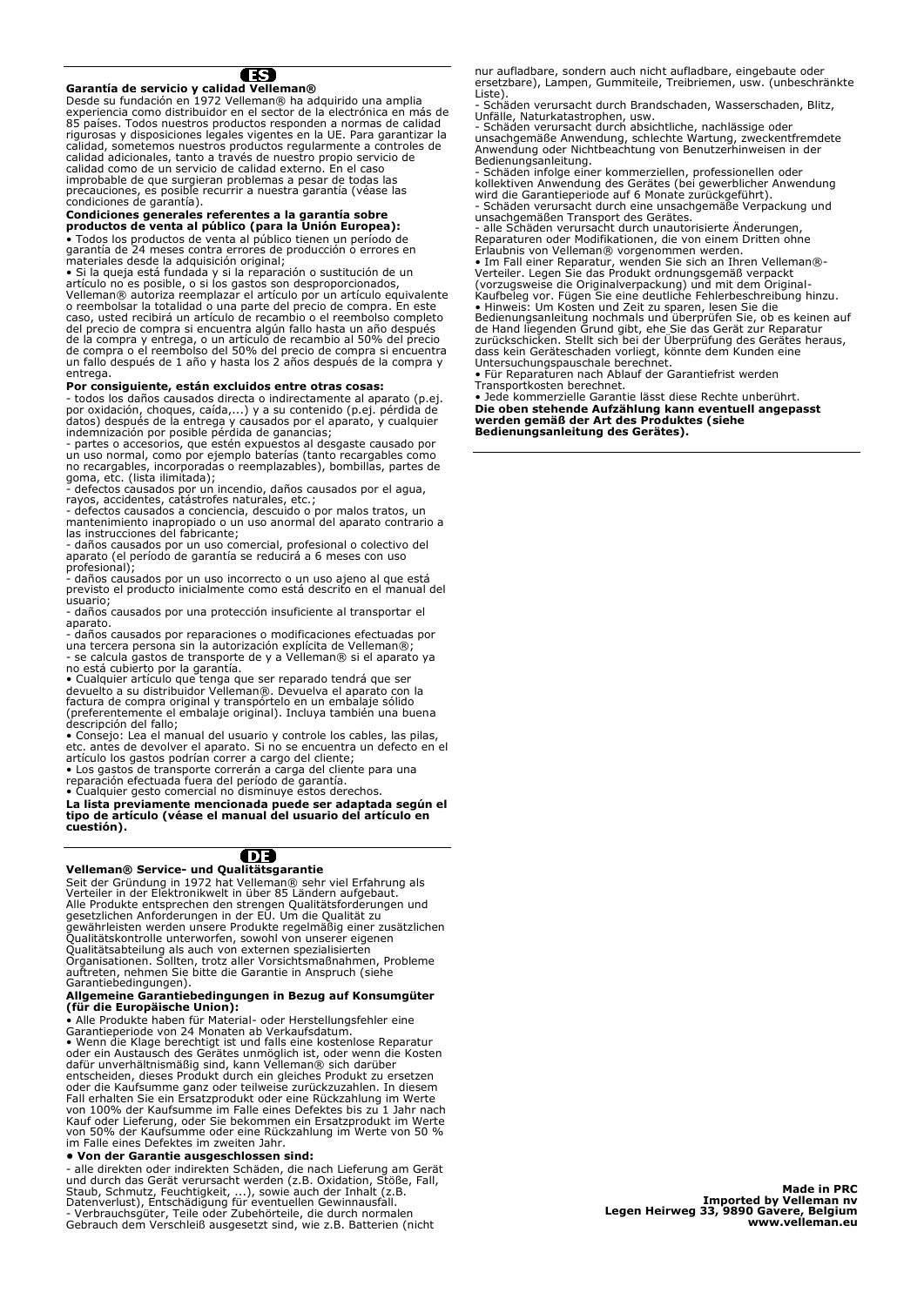## ES

**Garantía de servicio y calidad Velleman®**

Desde su fundación en 1972 Velleman® ha adquirido una amplia experiencia como distribuidor en el sector de la electrónica en más de 85 países. Todos nuestros productos responden a normas de calidad rigurosas y disposiciones legales vigentes en la UE. Para garantizar la calidad, sometemos nuestros productos regularmente a controles de calidad adicionales, tanto a través de nuestro propio servicio de calidad como de un servicio de calidad externo. En el caso improbable de que surgieran problemas a pesar de todas las precauciones, es posible recurrir a nuestra garantía (véase las condiciones de garantía).

**Condiciones generales referentes a la garantía sobre productos de venta al público (para la Unión Europea):**

• Todos los productos de venta al público tienen un período de garantía de 24 meses contra errores de producción o errores en materiales desde la adquisición original;

• Si la queja está fundada y si la reparación o sustitución de un artículo no es posible, o si los gastos son desproporcionados, Velleman® autoriza reemplazar el artículo por un artículo equivalente o reembolsar la totalidad o una parte del precio de compra. En este caso, usted recibirá un artículo de recambio o el reembolso completo del precio de compra si encuentra algún fallo hasta un año después de la compra y entrega, o un artículo de recambio al 50% del precio de compra o el reembolso del 50% del precio de compra si encuentra un fallo después de 1 año y hasta los 2 años después de la compra y entrega.

**Por consiguiente, están excluidos entre otras cosas:**

- todos los daños causados directa o indirectamente al aparato (p.ej. por oxidación, choques, caída,...) y a su contenido (p.ej. pérdida de datos) después de la entrega y causados por el aparato, y cualquier indemnización por posible pérdida de ganancias;
- partes o accesorios, que estén expuestos al desgaste causado por un uso normal, como por ejemplo baterías (tanto recargables como no recargables, incorporadas o reemplazables), bombillas, partes de goma, etc. (lista ilimitada);
- defectos causados por un incendio, daños causados por el agua, rayos, accidentes, catástrofes naturales, etc.;
- defectos causados a conciencia, descuido o por malos tratos, un mantenimiento inapropiado o un uso anormal del aparato contrario a las instrucciones del fabricante;
- daños causados por un uso comercial, profesional o colectivo del aparato (el período de garantía se reducirá a 6 meses con uso profesional);
- daños causados por un uso incorrecto o un uso ajeno al que está previsto el producto inicialmente como está descrito en el manual del usuario;
- daños causados por una protección insuficiente al transportar el aparato.
- daños causados por reparaciones o modificaciones efectuadas por una tercera persona sin la autorización explícita de Velleman®;
- se calcula gastos de transporte de y a Velleman® si el aparato ya no está cubierto por la garantía.

• Cualquier artículo que tenga que ser reparado tendrá que ser devuelto a su distribuidor Velleman®. Devuelva el aparato con la factura de compra original y transpórtelo en un embalaje sólido (preferentemente el embalaje original). Incluya también una buena descripción del fallo;

• Consejo: Lea el manual del usuario y controle los cables, las pilas, etc. antes de devolver el aparato. Si no se encuentra un defecto en el artículo los gastos podrían correr a cargo del cliente;

• Los gastos de transporte correrán a carga del cliente para una reparación efectuada fuera del período de garantía.

• Cualquier gesto comercial no disminuye estos derechos.

**La lista previamente mencionada puede ser adaptada según el tipo de artículo (véase el manual del usuario del artículo en cuestión).**

## DE

**Velleman® Service- und Qualitätsgarantie**

Seit der Gründung in 1972 hat Velleman® sehr viel Erfahrung als Verteiler in der Elektronikwelt in über 85 Ländern aufgebaut. Alle Produkte entsprechen den strengen Qualitätsforderungen und gesetzlichen Anforderungen in der EU. Um die Qualität zu gewährleisten werden unsere Produkte regelmäßig einer zusätzlichen Qualitätskontrolle unterworfen, sowohl von unserer eigenen Qualitätsabteilung als auch von externen spezialisierten Organisationen. Sollten, trotz aller Vorsichtsmaßnahmen, Probleme auftreten, nehmen Sie bitte die Garantie in Anspruch (siehe Garantiebedingungen).

**Allgemeine Garantiebedingungen in Bezug auf Konsumgüter (für die Europäische Union):**

• Alle Produkte haben für Material- oder Herstellungsfehler eine Garantieperiode von 24 Monaten ab Verkaufsdatum.

• Wenn die Klage berechtigt ist und falls eine kostenlose Reparatur oder ein Austausch des Gerätes unmöglich ist, oder wenn die Kosten dafür unverhältnismäßig sind, kann Velleman® sich darüber entscheiden, dieses Produkt durch ein gleiches Produkt zu ersetzen oder die Kaufsumme ganz oder teilweise zurückzuzahlen. In diesem Fall erhalten Sie ein Ersatzprodukt oder eine Rückzahlung im Werte von 100% der Kaufsumme im Falle eines Defektes bis zu 1 Jahr nach Kauf oder Lieferung, oder Sie bekommen ein Ersatzprodukt im Werte von 50% der Kaufsumme oder eine Rückzahlung im Werte von 50 % im Falle eines Defektes im zweiten Jahr.

**• Von der Garantie ausgeschlossen sind:**

- alle direkten oder indirekten Schäden, die nach Lieferung am Gerät und durch das Gerät verursacht werden (z.B. Oxidation, Stöße, Fall, Staub, Schmutz, Feuchtigkeit, ...), sowie auch der Inhalt (z.B. Datenverlust), Entschädigung für eventuellen Gewinnausfall.
- Verbrauchsgüter, Teile oder Zubehörteile, die durch normalen Gebrauch dem Verschleiß ausgesetzt sind, wie z.B. Batterien (nicht nur aufladbare, sondern auch nicht aufladbare, eingebaute oder ersetzbare), Lampen, Gummiteile, Treibriemen, usw. (unbeschränkte Liste).
- Schäden verursacht durch Brandschaden, Wasserschaden, Blitz, Unfälle, Naturkatastrophen, usw.
- Schäden verursacht durch absichtliche, nachlässige oder unsachgemäße Anwendung, schlechte Wartung, zweckentfremdete Anwendung oder Nichtbeachtung von Benutzerhinweisen in der Bedienungsanleitung.
- Schäden infolge einer kommerziellen, professionellen oder kollektiven Anwendung des Gerätes (bei gewerblicher Anwendung wird die Garantieperiode auf 6 Monate zurückgeführt).
- Schäden verursacht durch eine unsachgemäße Verpackung und unsachgemäßen Transport des Gerätes.
- alle Schäden verursacht durch unautorisierte Änderungen, Reparaturen oder Modifikationen, die von einem Dritten ohne Erlaubnis von Velleman® vorgenommen werden.

• Im Fall einer Reparatur, wenden Sie sich an Ihren Velleman®-Verteiler. Legen Sie das Produkt ordnungsgemäß verpackt (vorzugsweise die Originalverpackung) und mit dem Original-Kaufbeleg vor. Fügen Sie eine deutliche Fehlerbeschreibung hinzu.

• Hinweis: Um Kosten und Zeit zu sparen, lesen Sie die Bedienungsanleitung nochmals und überprüfen Sie, ob es keinen auf die Hand liegenden Grund gibt, ehe Sie das Gerät zur Reparatur zurückschicken. Stellt sich bei der Überprüfung des Gerätes heraus, dass kein Geräteschaden vorliegt, könnte dem Kunden eine Untersuchungspauschale berechnet.

• Für Reparaturen nach Ablauf der Garantiefrist werden Transportkosten berechnet.

• Jede kommerzielle Garantie lässt diese Rechte unberührt.

**Die oben stehende Aufzählung kann eventuell angepasst werden gemäß der Art des Produktes (siehe Bedienungsanleitung des Gerätes).**

**Made in PRC**
**Imported by Velleman nv**
**Legen Heirweg 33, 9890 Gavere, Belgium**
**www.velleman.eu**